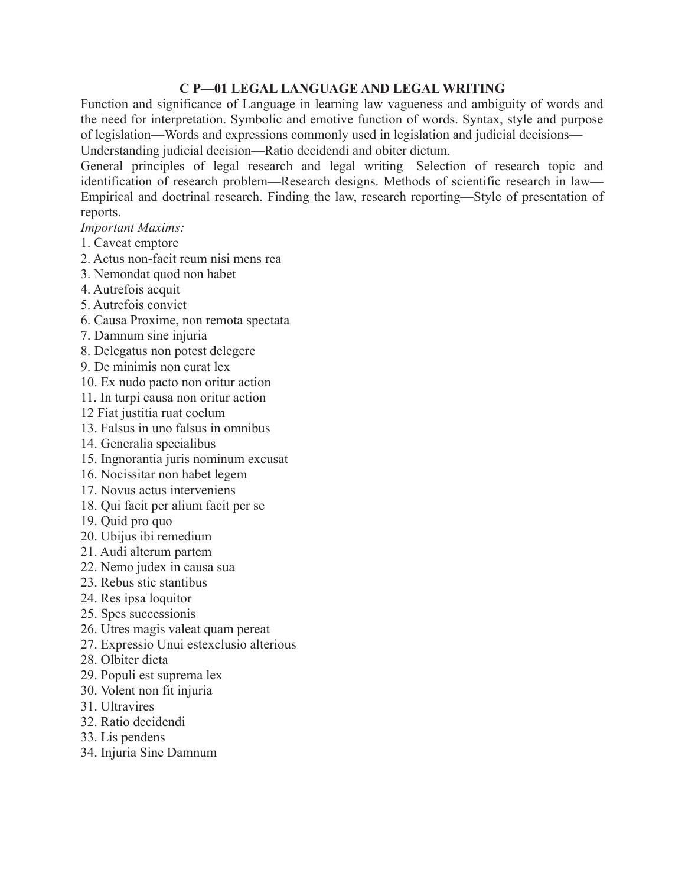## C P—01 LEGAL LANGUAGE AND LEGAL WRITING

Function and significance of Language in learning law vagueness and ambiguity of words and the need for interpretation. Symbolic and emotive function of words. Syntax, style and purpose of legislation—Words and expressions commonly used in legislation and judicial decisions—Understanding judicial decision—Ratio decidendi and obiter dictum.

General principles of legal research and legal writing—Selection of research topic and identification of research problem—Research designs. Methods of scientific research in law—Empirical and doctrinal research. Finding the law, research reporting—Style of presentation of reports.

*Important Maxims:*

1. Caveat emptore
2. Actus non-facit reum nisi mens rea
3. Nemondat quod non habet
4. Autrefois acquit
5. Autrefois convict
6. Causa Proxime, non remota spectata
7. Damnum sine injuria
8. Delegatus non potest delegere
9. De minimis non curat lex
10. Ex nudo pacto non oritur action
11. In turpi causa non oritur action
12 Fiat justitia ruat coelum
13. Falsus in uno falsus in omnibus
14. Generalia specialibus
15. Ingnorantia juris nominum excusat
16. Nocissitar non habet legem
17. Novus actus interveniens
18. Qui facit per alium facit per se
19. Quid pro quo
20. Ubijus ibi remedium
21. Audi alterum partem
22. Nemo judex in causa sua
23. Rebus stic stantibus
24. Res ipsa loquitor
25. Spes successionis
26. Utres magis valeat quam pereat
27. Expressio Unui estexclusio alterious
28. Olbiter dicta
29. Populi est suprema lex
30. Volent non fit injuria
31. Ultravires
32. Ratio decidendi
33. Lis pendens
34. Injuria Sine Damnum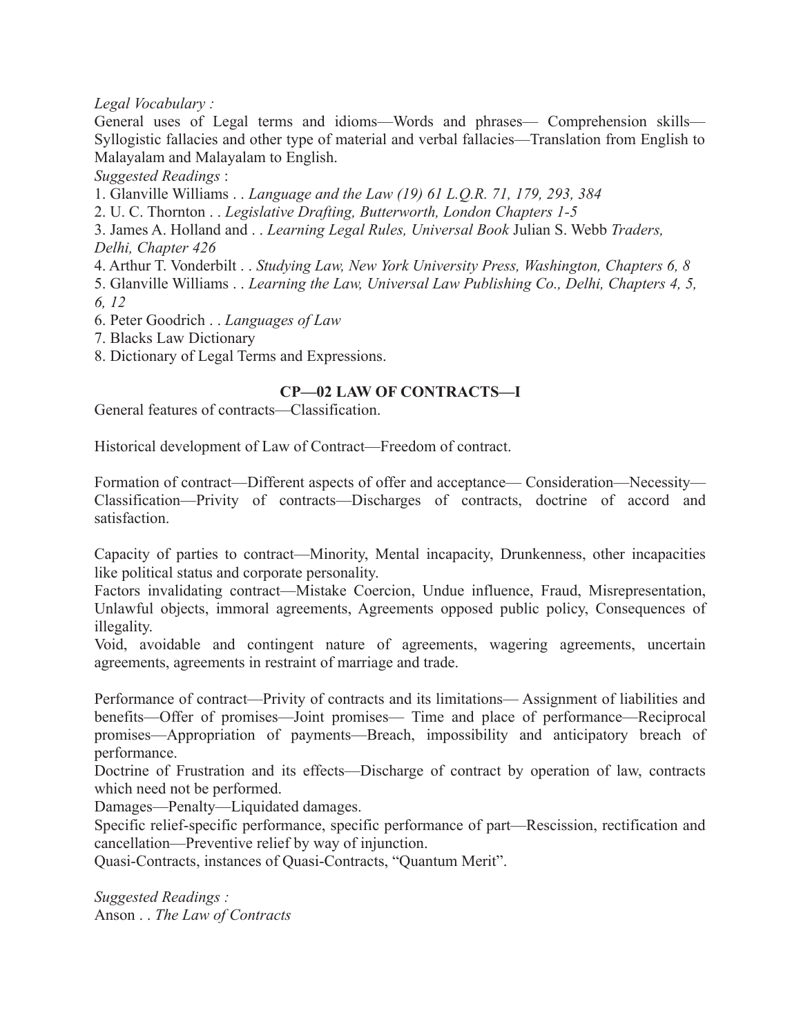*Legal Vocabulary :*

General uses of Legal terms and idioms—Words and phrases— Comprehension skills—Syllogistic fallacies and other type of material and verbal fallacies—Translation from English to Malayalam and Malayalam to English.

*Suggested Readings* :

1. Glanville Williams . . *Language and the Law (19) 61 L.Q.R. 71, 179, 293, 384*
2. U. C. Thornton . . *Legislative Drafting, Butterworth, London Chapters 1-5*
3. James A. Holland and . . *Learning Legal Rules, Universal Book* Julian S. Webb *Traders, Delhi, Chapter 426*
4. Arthur T. Vonderbilt . . *Studying Law, New York University Press, Washington, Chapters 6, 8*
5. Glanville Williams . . *Learning the Law, Universal Law Publishing Co., Delhi, Chapters 4, 5, 6, 12*
6. Peter Goodrich . . *Languages of Law*
7. Blacks Law Dictionary
8. Dictionary of Legal Terms and Expressions.

## CP—02 LAW OF CONTRACTS—I

General features of contracts—Classification.

Historical development of Law of Contract—Freedom of contract.

Formation of contract—Different aspects of offer and acceptance— Consideration—Necessity—Classification—Privity of contracts—Discharges of contracts, doctrine of accord and satisfaction.

Capacity of parties to contract—Minority, Mental incapacity, Drunkenness, other incapacities like political status and corporate personality.

Factors invalidating contract—Mistake Coercion, Undue influence, Fraud, Misrepresentation, Unlawful objects, immoral agreements, Agreements opposed public policy, Consequences of illegality.

Void, avoidable and contingent nature of agreements, wagering agreements, uncertain agreements, agreements in restraint of marriage and trade.

Performance of contract—Privity of contracts and its limitations— Assignment of liabilities and benefits—Offer of promises—Joint promises— Time and place of performance—Reciprocal promises—Appropriation of payments—Breach, impossibility and anticipatory breach of performance.

Doctrine of Frustration and its effects—Discharge of contract by operation of law, contracts which need not be performed.

Damages—Penalty—Liquidated damages.

Specific relief-specific performance, specific performance of part—Rescission, rectification and cancellation—Preventive relief by way of injunction.

Quasi-Contracts, instances of Quasi-Contracts, "Quantum Merit".

*Suggested Readings :*

Anson . . *The Law of Contracts*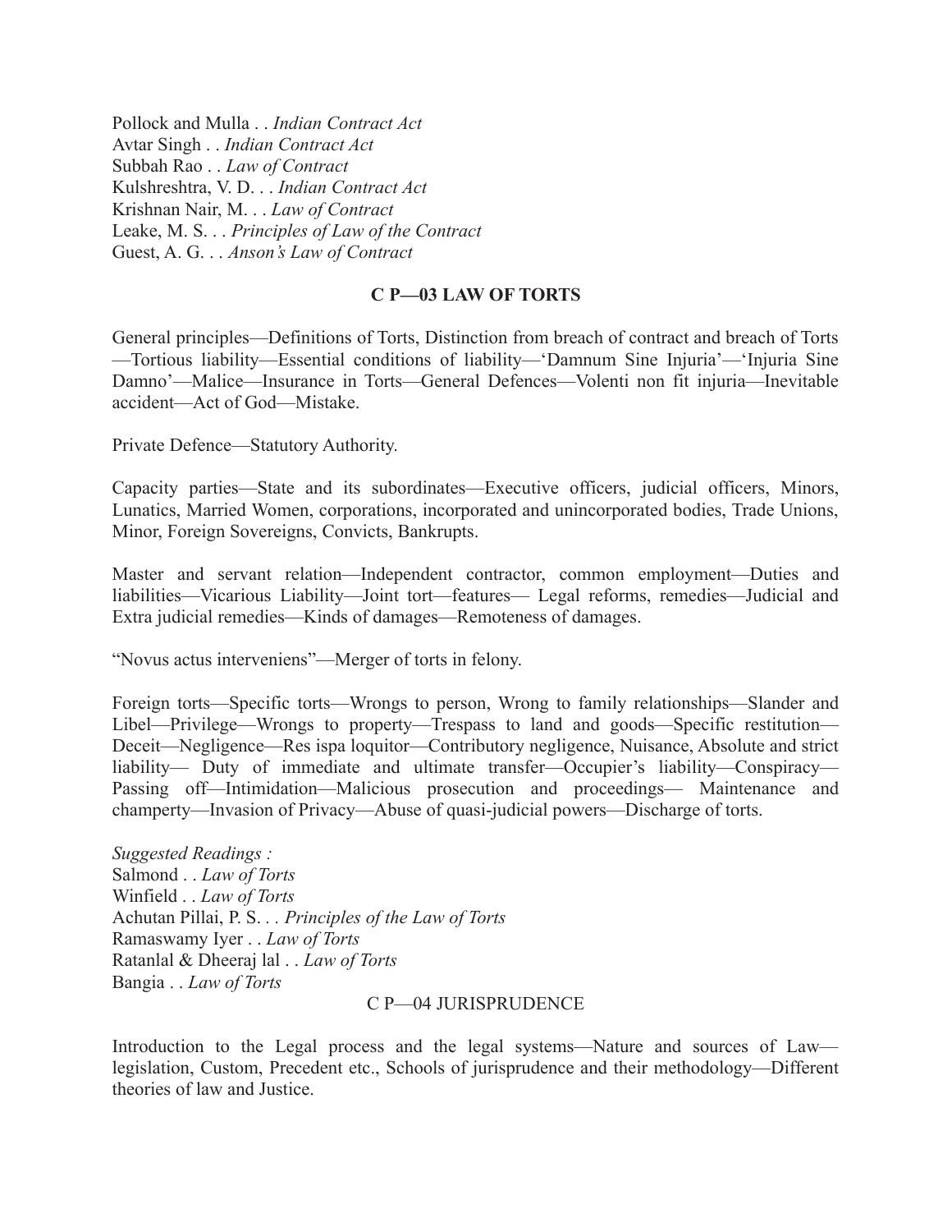Pollock and Mulla . . *Indian Contract Act*
Avtar Singh . . *Indian Contract Act*
Subbah Rao . . *Law of Contract*
Kulshreshtra, V. D. . . *Indian Contract Act*
Krishnan Nair, M. . . *Law of Contract*
Leake, M. S. . . *Principles of Law of the Contract*
Guest, A. G. . . *Anson's Law of Contract*

## C P—03 LAW OF TORTS

General principles—Definitions of Torts, Distinction from breach of contract and breach of Torts—Tortious liability—Essential conditions of liability—'Damnum Sine Injuria'—'Injuria Sine Damno'—Malice—Insurance in Torts—General Defences—Volenti non fit injuria—Inevitable accident—Act of God—Mistake.

Private Defence—Statutory Authority.

Capacity parties—State and its subordinates—Executive officers, judicial officers, Minors, Lunatics, Married Women, corporations, incorporated and unincorporated bodies, Trade Unions, Minor, Foreign Sovereigns, Convicts, Bankrupts.

Master and servant relation—Independent contractor, common employment—Duties and liabilities—Vicarious Liability—Joint tort—features— Legal reforms, remedies—Judicial and Extra judicial remedies—Kinds of damages—Remoteness of damages.

"Novus actus interveniens"—Merger of torts in felony.

Foreign torts—Specific torts—Wrongs to person, Wrong to family relationships—Slander and Libel—Privilege—Wrongs to property—Trespass to land and goods—Specific restitution—Deceit—Negligence—Res ispa loquitor—Contributory negligence, Nuisance, Absolute and strict liability— Duty of immediate and ultimate transfer—Occupier's liability—Conspiracy—Passing off—Intimidation—Malicious prosecution and proceedings— Maintenance and champerty—Invasion of Privacy—Abuse of quasi-judicial powers—Discharge of torts.

*Suggested Readings :*
Salmond . . *Law of Torts*
Winfield . . *Law of Torts*
Achutan Pillai, P. S. . . *Principles of the Law of Torts*
Ramaswamy Iyer . . *Law of Torts*
Ratanlal & Dheeraj lal . . *Law of Torts*
Bangia . . *Law of Torts*

## C P—04 JURISPRUDENCE

Introduction to the Legal process and the legal systems—Nature and sources of Law—legislation, Custom, Precedent etc., Schools of jurisprudence and their methodology—Different theories of law and Justice.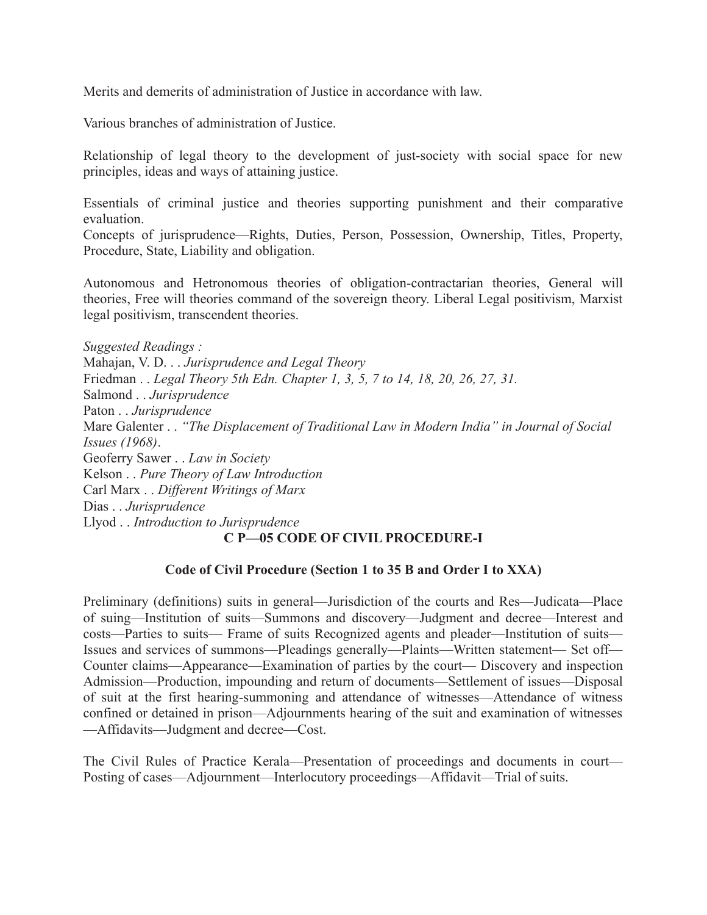Merits and demerits of administration of Justice in accordance with law.

Various branches of administration of Justice.

Relationship of legal theory to the development of just-society with social space for new principles, ideas and ways of attaining justice.

Essentials of criminal justice and theories supporting punishment and their comparative evaluation.
Concepts of jurisprudence—Rights, Duties, Person, Possession, Ownership, Titles, Property, Procedure, State, Liability and obligation.

Autonomous and Hetronomous theories of obligation-contractarian theories, General will theories, Free will theories command of the sovereign theory. Liberal Legal positivism, Marxist legal positivism, transcendent theories.

*Suggested Readings :*
Mahajan, V. D. . . *Jurisprudence and Legal Theory*
Friedman . . *Legal Theory 5th Edn. Chapter 1, 3, 5, 7 to 14, 18, 20, 26, 27, 31.*
Salmond . . *Jurisprudence*
Paton . . *Jurisprudence*
Mare Galenter . . *"The Displacement of Traditional Law in Modern India" in Journal of Social Issues (1968)*.
Geoferry Sawer . . *Law in Society*
Kelson . . *Pure Theory of Law Introduction*
Carl Marx . . *Different Writings of Marx*
Dias . . *Jurisprudence*
Llyod . . *Introduction to Jurisprudence*

## C P—05 CODE OF CIVIL PROCEDURE-I

### Code of Civil Procedure (Section 1 to 35 B and Order I to XXA)

Preliminary (definitions) suits in general—Jurisdiction of the courts and Res—Judicata—Place of suing—Institution of suits—Summons and discovery—Judgment and decree—Interest and costs—Parties to suits— Frame of suits Recognized agents and pleader—Institution of suits—Issues and services of summons—Pleadings generally—Plaints—Written statement— Set off—Counter claims—Appearance—Examination of parties by the court— Discovery and inspection Admission—Production, impounding and return of documents—Settlement of issues—Disposal of suit at the first hearing-summoning and attendance of witnesses—Attendance of witness confined or detained in prison—Adjournments hearing of the suit and examination of witnesses —Affidavits—Judgment and decree—Cost.

The Civil Rules of Practice Kerala—Presentation of proceedings and documents in court—Posting of cases—Adjournment—Interlocutory proceedings—Affidavit—Trial of suits.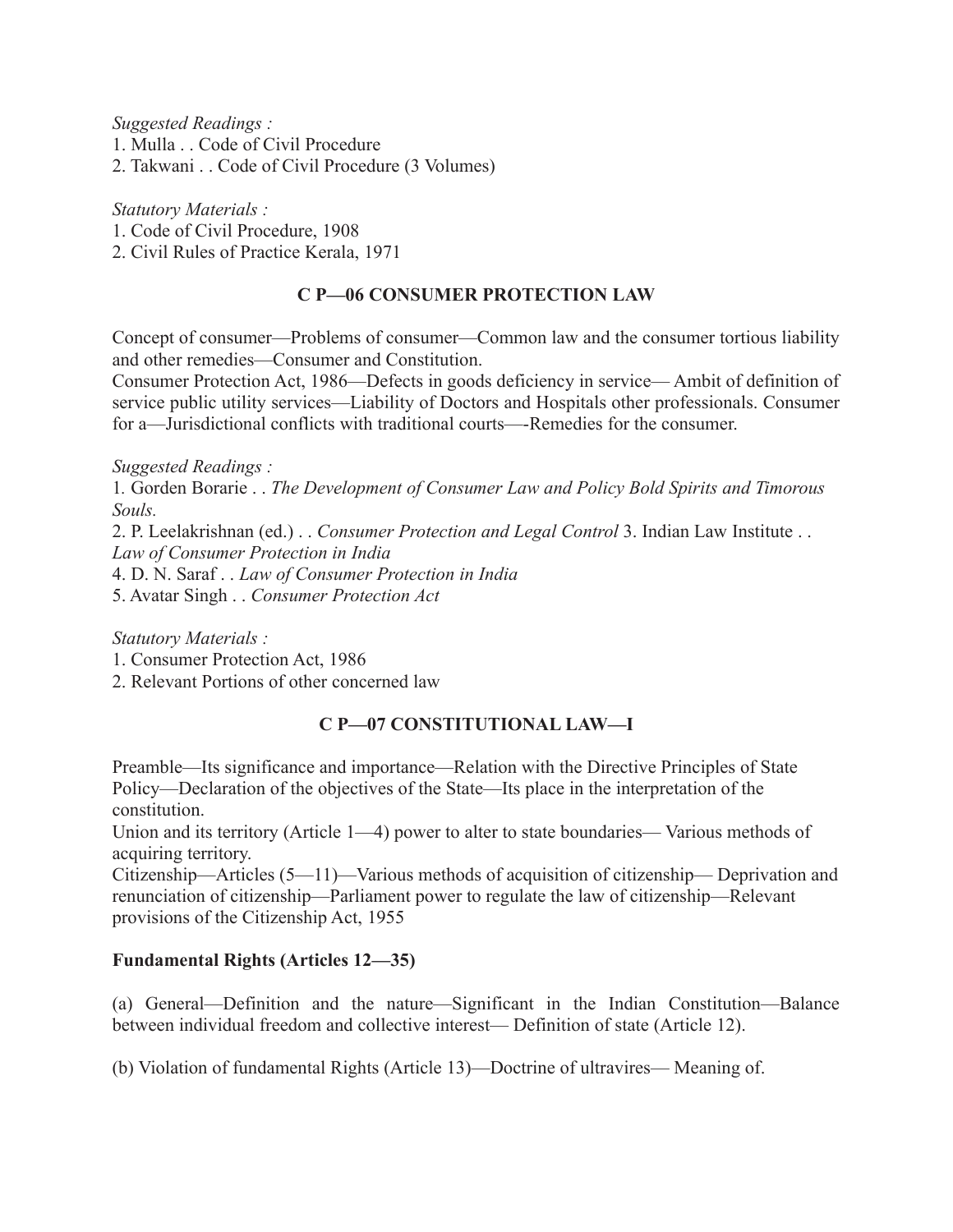*Suggested Readings :*

1. Mulla . . Code of Civil Procedure
2. Takwani . . Code of Civil Procedure (3 Volumes)

*Statutory Materials :*

1. Code of Civil Procedure, 1908
2. Civil Rules of Practice Kerala, 1971

## C P—06 CONSUMER PROTECTION LAW

Concept of consumer—Problems of consumer—Common law and the consumer tortious liability and other remedies—Consumer and Constitution.

Consumer Protection Act, 1986—Defects in goods deficiency in service— Ambit of definition of service public utility services—Liability of Doctors and Hospitals other professionals. Consumer for a—Jurisdictional conflicts with traditional courts—-Remedies for the consumer.

*Suggested Readings :*

1. Gorden Borarie . . *The Development of Consumer Law and Policy Bold Spirits and Timorous Souls.*
2. P. Leelakrishnan (ed.) . . *Consumer Protection and Legal Control* 3. Indian Law Institute . . *Law of Consumer Protection in India*
4. D. N. Saraf . . *Law of Consumer Protection in India*
5. Avatar Singh . . *Consumer Protection Act*

*Statutory Materials :*

1. Consumer Protection Act, 1986
2. Relevant Portions of other concerned law

## C P—07 CONSTITUTIONAL LAW—I

Preamble—Its significance and importance—Relation with the Directive Principles of State Policy—Declaration of the objectives of the State—Its place in the interpretation of the constitution.

Union and its territory (Article 1—4) power to alter to state boundaries— Various methods of acquiring territory.

Citizenship—Articles (5—11)—Various methods of acquisition of citizenship— Deprivation and renunciation of citizenship—Parliament power to regulate the law of citizenship—Relevant provisions of the Citizenship Act, 1955

**Fundamental Rights (Articles 12—35)**

(a) General—Definition and the nature—Significant in the Indian Constitution—Balance between individual freedom and collective interest— Definition of state (Article 12).

(b) Violation of fundamental Rights (Article 13)—Doctrine of ultravires— Meaning of.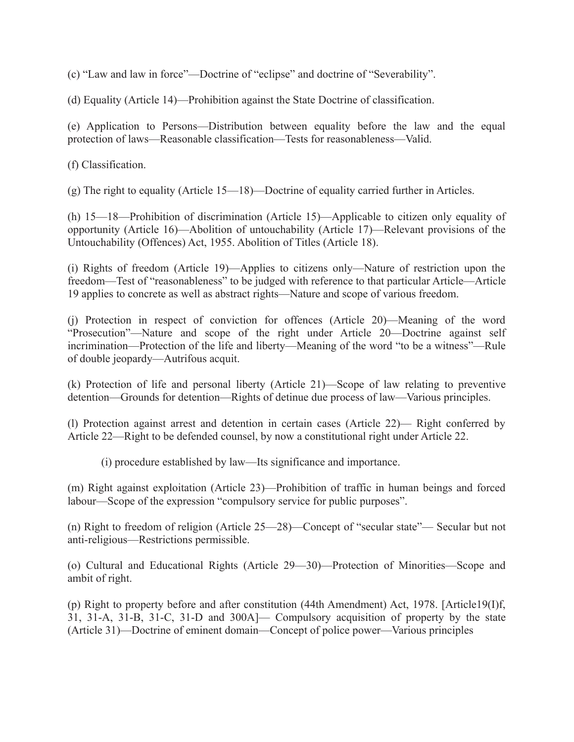(c) "Law and law in force"—Doctrine of "eclipse" and doctrine of "Severability".

(d) Equality (Article 14)—Prohibition against the State Doctrine of classification.

(e) Application to Persons—Distribution between equality before the law and the equal protection of laws—Reasonable classification—Tests for reasonableness—Valid.

(f) Classification.

(g) The right to equality (Article 15—18)—Doctrine of equality carried further in Articles.

(h) 15—18—Prohibition of discrimination (Article 15)—Applicable to citizen only equality of opportunity (Article 16)—Abolition of untouchability (Article 17)—Relevant provisions of the Untouchability (Offences) Act, 1955. Abolition of Titles (Article 18).

(i) Rights of freedom (Article 19)—Applies to citizens only—Nature of restriction upon the freedom—Test of "reasonableness" to be judged with reference to that particular Article—Article 19 applies to concrete as well as abstract rights—Nature and scope of various freedom.

(j) Protection in respect of conviction for offences (Article 20)—Meaning of the word "Prosecution"—Nature and scope of the right under Article 20—Doctrine against self incrimination—Protection of the life and liberty—Meaning of the word "to be a witness"—Rule of double jeopardy—Autrifous acquit.

(k) Protection of life and personal liberty (Article 21)—Scope of law relating to preventive detention—Grounds for detention—Rights of detinue due process of law—Various principles.

(l) Protection against arrest and detention in certain cases (Article 22)— Right conferred by Article 22—Right to be defended counsel, by now a constitutional right under Article 22.

(i) procedure established by law—Its significance and importance.

(m) Right against exploitation (Article 23)—Prohibition of traffic in human beings and forced labour—Scope of the expression "compulsory service for public purposes".

(n) Right to freedom of religion (Article 25—28)—Concept of "secular state"— Secular but not anti-religious—Restrictions permissible.

(o) Cultural and Educational Rights (Article 29—30)—Protection of Minorities—Scope and ambit of right.

(p) Right to property before and after constitution (44th Amendment) Act, 1978. [Article19(I)f, 31, 31-A, 31-B, 31-C, 31-D and 300A]— Compulsory acquisition of property by the state (Article 31)—Doctrine of eminent domain—Concept of police power—Various principles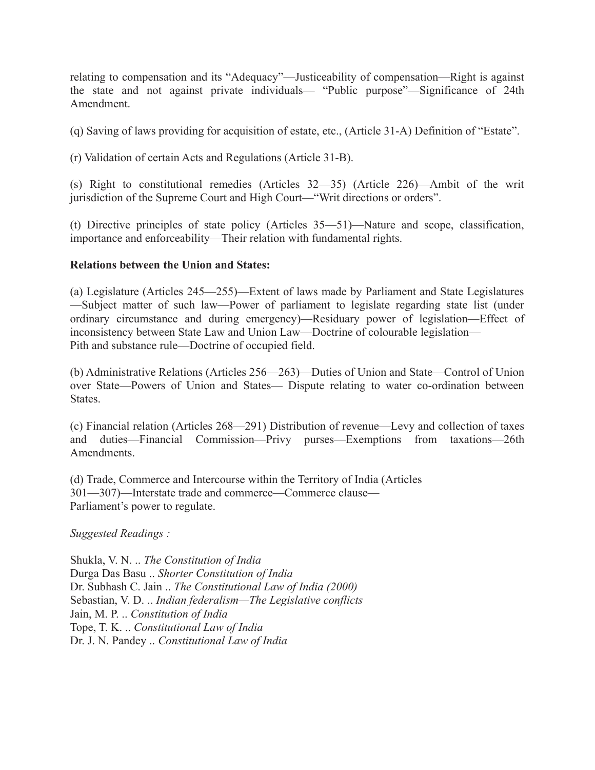relating to compensation and its "Adequacy"—Justiceability of compensation—Right is against the state and not against private individuals— "Public purpose"—Significance of 24th Amendment.

(q) Saving of laws providing for acquisition of estate, etc., (Article 31-A) Definition of "Estate".

(r) Validation of certain Acts and Regulations (Article 31-B).

(s) Right to constitutional remedies (Articles 32—35) (Article 226)—Ambit of the writ jurisdiction of the Supreme Court and High Court—"Writ directions or orders".

(t) Directive principles of state policy (Articles 35—51)—Nature and scope, classification, importance and enforceability—Their relation with fundamental rights.

**Relations between the Union and States:**

(a) Legislature (Articles 245—255)—Extent of laws made by Parliament and State Legislatures—Subject matter of such law—Power of parliament to legislate regarding state list (under ordinary circumstance and during emergency)—Residuary power of legislation—Effect of inconsistency between State Law and Union Law—Doctrine of colourable legislation—Pith and substance rule—Doctrine of occupied field.

(b) Administrative Relations (Articles 256—263)—Duties of Union and State—Control of Union over State—Powers of Union and States— Dispute relating to water co-ordination between States.

(c) Financial relation (Articles 268—291) Distribution of revenue—Levy and collection of taxes and duties—Financial Commission—Privy purses—Exemptions from taxations—26th Amendments.

(d) Trade, Commerce and Intercourse within the Territory of India (Articles 301—307)—Interstate trade and commerce—Commerce clause—Parliament's power to regulate.

*Suggested Readings :*

Shukla, V. N. .. *The Constitution of India*
Durga Das Basu .. *Shorter Constitution of India*
Dr. Subhash C. Jain .. *The Constitutional Law of India (2000)*
Sebastian, V. D. .. *Indian federalism—The Legislative conflicts*
Jain, M. P. .. *Constitution of India*
Tope, T. K. .. *Constitutional Law of India*
Dr. J. N. Pandey .. *Constitutional Law of India*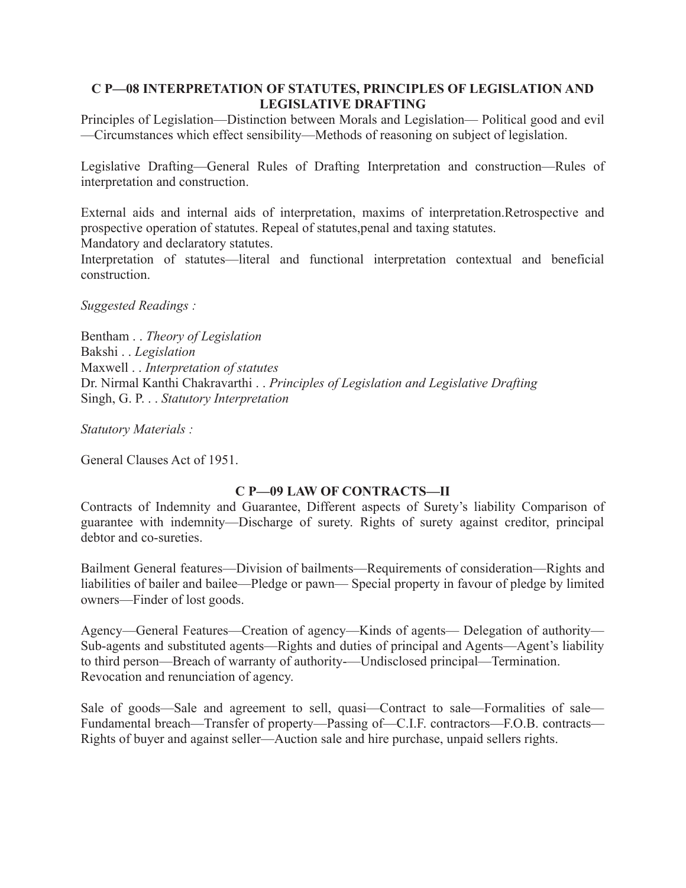## C P—08 INTERPRETATION OF STATUTES, PRINCIPLES OF LEGISLATION AND LEGISLATIVE DRAFTING

Principles of Legislation—Distinction between Morals and Legislation— Political good and evil —Circumstances which effect sensibility—Methods of reasoning on subject of legislation.

Legislative Drafting—General Rules of Drafting Interpretation and construction—Rules of interpretation and construction.

External aids and internal aids of interpretation, maxims of interpretation.Retrospective and prospective operation of statutes. Repeal of statutes,penal and taxing statutes.
Mandatory and declaratory statutes.
Interpretation of statutes—literal and functional interpretation contextual and beneficial construction.

*Suggested Readings :*

Bentham . . *Theory of Legislation*
Bakshi . . *Legislation*
Maxwell . . *Interpretation of statutes*
Dr. Nirmal Kanthi Chakravarthi . . *Principles of Legislation and Legislative Drafting*
Singh, G. P. . . *Statutory Interpretation*

*Statutory Materials :*

General Clauses Act of 1951.

## C P—09 LAW OF CONTRACTS—II

Contracts of Indemnity and Guarantee, Different aspects of Surety's liability Comparison of guarantee with indemnity—Discharge of surety. Rights of surety against creditor, principal debtor and co-sureties.

Bailment General features—Division of bailments—Requirements of consideration—Rights and liabilities of bailer and bailee—Pledge or pawn— Special property in favour of pledge by limited owners—Finder of lost goods.

Agency—General Features—Creation of agency—Kinds of agents— Delegation of authority—Sub-agents and substituted agents—Rights and duties of principal and Agents—Agent's liability to third person—Breach of warranty of authority-—Undisclosed principal—Termination. Revocation and renunciation of agency.

Sale of goods—Sale and agreement to sell, quasi—Contract to sale—Formalities of sale—Fundamental breach—Transfer of property—Passing of—C.I.F. contractors—F.O.B. contracts—Rights of buyer and against seller—Auction sale and hire purchase, unpaid sellers rights.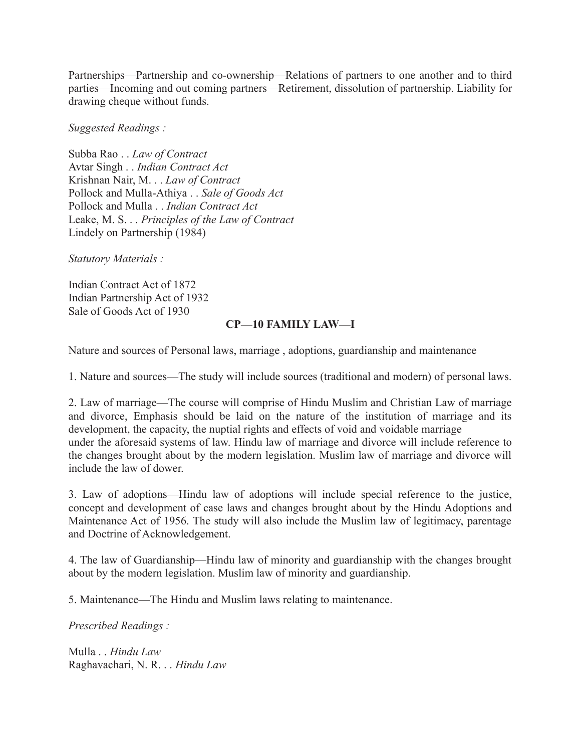Partnerships—Partnership and co-ownership—Relations of partners to one another and to third parties—Incoming and out coming partners—Retirement, dissolution of partnership. Liability for drawing cheque without funds.

*Suggested Readings :*

Subba Rao . . *Law of Contract*
Avtar Singh . . *Indian Contract Act*
Krishnan Nair, M. . . *Law of Contract*
Pollock and Mulla-Athiya . . *Sale of Goods Act*
Pollock and Mulla . . *Indian Contract Act*
Leake, M. S. . . *Principles of the Law of Contract*
Lindely on Partnership (1984)

*Statutory Materials :*

Indian Contract Act of 1872
Indian Partnership Act of 1932
Sale of Goods Act of 1930

**CP—10 FAMILY LAW—I**

Nature and sources of Personal laws, marriage , adoptions, guardianship and maintenance

1. Nature and sources—The study will include sources (traditional and modern) of personal laws.

2. Law of marriage—The course will comprise of Hindu Muslim and Christian Law of marriage and divorce, Emphasis should be laid on the nature of the institution of marriage and its development, the capacity, the nuptial rights and effects of void and voidable marriage under the aforesaid systems of law. Hindu law of marriage and divorce will include reference to the changes brought about by the modern legislation. Muslim law of marriage and divorce will include the law of dower.

3. Law of adoptions—Hindu law of adoptions will include special reference to the justice, concept and development of case laws and changes brought about by the Hindu Adoptions and Maintenance Act of 1956. The study will also include the Muslim law of legitimacy, parentage and Doctrine of Acknowledgement.

4. The law of Guardianship—Hindu law of minority and guardianship with the changes brought about by the modern legislation. Muslim law of minority and guardianship.

5. Maintenance—The Hindu and Muslim laws relating to maintenance.

*Prescribed Readings :*

Mulla . . *Hindu Law*
Raghavachari, N. R. . . *Hindu Law*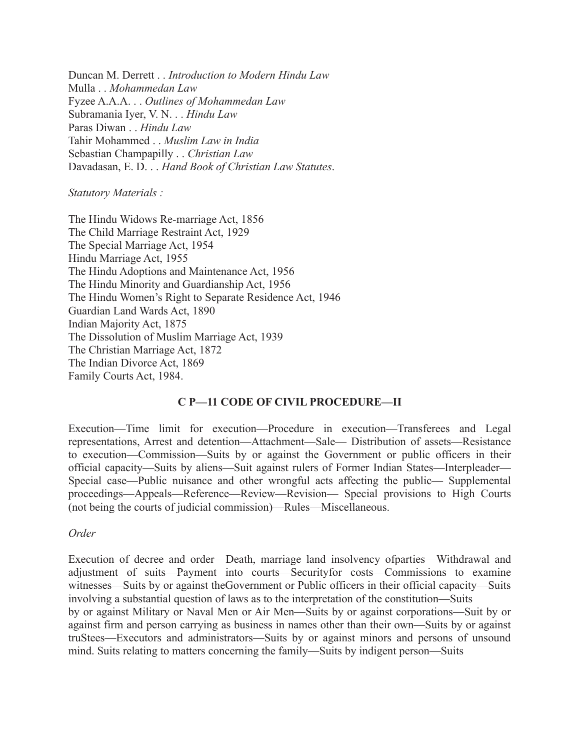Duncan M. Derrett . . *Introduction to Modern Hindu Law*
Mulla . . *Mohammedan Law*
Fyzee A.A.A. . . *Outlines of Mohammedan Law*
Subramania Iyer, V. N. . . *Hindu Law*
Paras Diwan . . *Hindu Law*
Tahir Mohammed . . *Muslim Law in India*
Sebastian Champapilly . . *Christian Law*
Davadasan, E. D. . . *Hand Book of Christian Law Statutes*.

*Statutory Materials :*

The Hindu Widows Re-marriage Act, 1856
The Child Marriage Restraint Act, 1929
The Special Marriage Act, 1954
Hindu Marriage Act, 1955
The Hindu Adoptions and Maintenance Act, 1956
The Hindu Minority and Guardianship Act, 1956
The Hindu Women's Right to Separate Residence Act, 1946
Guardian Land Wards Act, 1890
Indian Majority Act, 1875
The Dissolution of Muslim Marriage Act, 1939
The Christian Marriage Act, 1872
The Indian Divorce Act, 1869
Family Courts Act, 1984.

## C P—11 CODE OF CIVIL PROCEDURE—II

Execution—Time limit for execution—Procedure in execution—Transferees and Legal representations, Arrest and detention—Attachment—Sale— Distribution of assets—Resistance to execution—Commission—Suits by or against the Government or public officers in their official capacity—Suits by aliens—Suit against rulers of Former Indian States—Interpleader—Special case—Public nuisance and other wrongful acts affecting the public— Supplemental proceedings—Appeals—Reference—Review—Revision— Special provisions to High Courts (not being the courts of judicial commission)—Rules—Miscellaneous.

*Order*

Execution of decree and order—Death, marriage land insolvency ofparties—Withdrawal and adjustment of suits—Payment into courts—Securityfor costs—Commissions to examine witnesses—Suits by or against theGovernment or Public officers in their official capacity—Suits involving a substantial question of laws as to the interpretation of the constitution—Suits by or against Military or Naval Men or Air Men—Suits by or against corporations—Suit by or against firm and person carrying as business in names other than their own—Suits by or against truStees—Executors and administrators—Suits by or against minors and persons of unsound mind. Suits relating to matters concerning the family—Suits by indigent person—Suits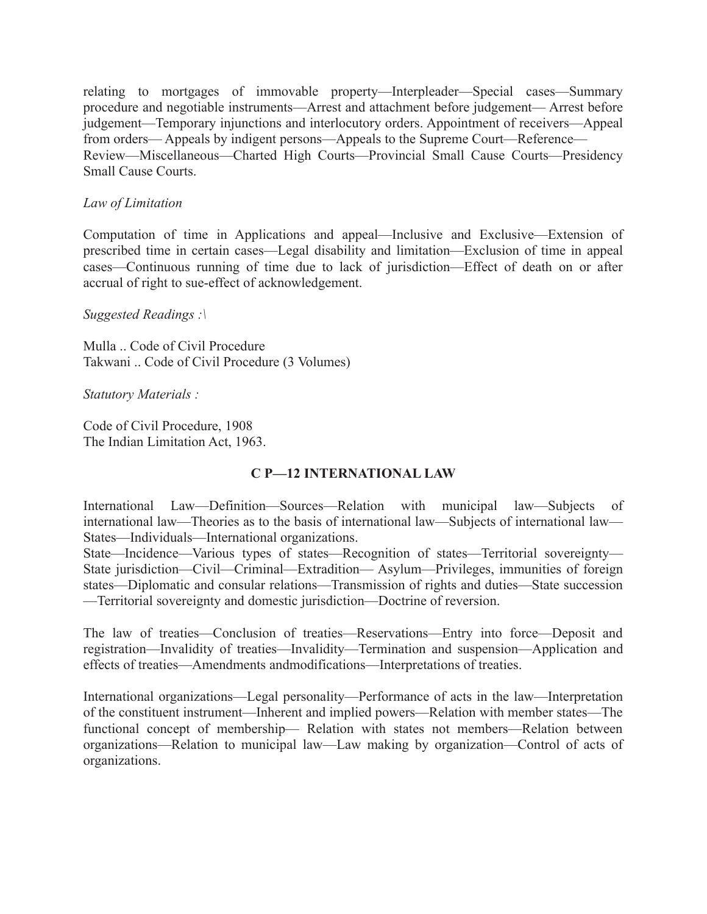relating to mortgages of immovable property—Interpleader—Special cases—Summary procedure and negotiable instruments—Arrest and attachment before judgement— Arrest before judgement—Temporary injunctions and interlocutory orders. Appointment of receivers—Appeal from orders— Appeals by indigent persons—Appeals to the Supreme Court—Reference—Review—Miscellaneous—Charted High Courts—Provincial Small Cause Courts—Presidency Small Cause Courts.

*Law of Limitation*

Computation of time in Applications and appeal—Inclusive and Exclusive—Extension of prescribed time in certain cases—Legal disability and limitation—Exclusion of time in appeal cases—Continuous running of time due to lack of jurisdiction—Effect of death on or after accrual of right to sue-effect of acknowledgement.

*Suggested Readings :\*

Mulla .. Code of Civil Procedure
Takwani .. Code of Civil Procedure (3 Volumes)

*Statutory Materials :*

Code of Civil Procedure, 1908
The Indian Limitation Act, 1963.

## C P—12 INTERNATIONAL LAW

International Law—Definition—Sources—Relation with municipal law—Subjects of international law—Theories as to the basis of international law—Subjects of international law—States—Individuals—International organizations.
State—Incidence—Various types of states—Recognition of states—Territorial sovereignty—State jurisdiction—Civil—Criminal—Extradition— Asylum—Privileges, immunities of foreign states—Diplomatic and consular relations—Transmission of rights and duties—State succession—Territorial sovereignty and domestic jurisdiction—Doctrine of reversion.

The law of treaties—Conclusion of treaties—Reservations—Entry into force—Deposit and registration—Invalidity of treaties—Invalidity—Termination and suspension—Application and effects of treaties—Amendments andmodifications—Interpretations of treaties.

International organizations—Legal personality—Performance of acts in the law—Interpretation of the constituent instrument—Inherent and implied powers—Relation with member states—The functional concept of membership— Relation with states not members—Relation between organizations—Relation to municipal law—Law making by organization—Control of acts of organizations.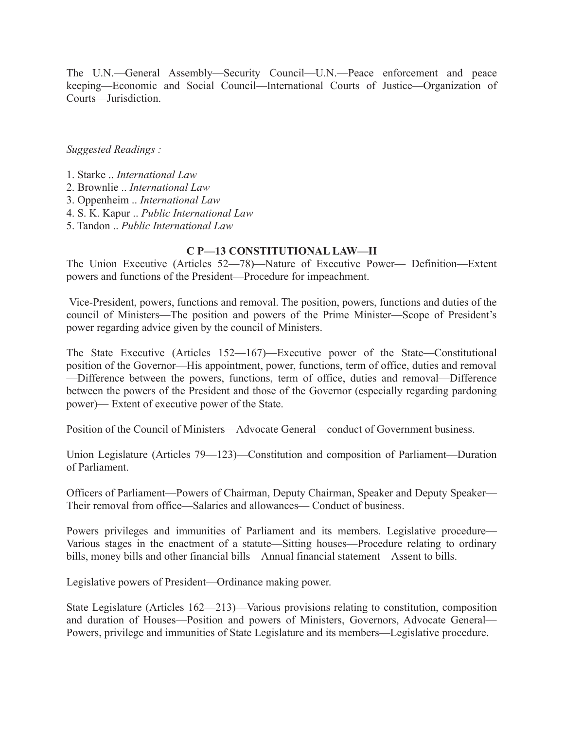The U.N.—General Assembly—Security Council—U.N.—Peace enforcement and peace keeping—Economic and Social Council—International Courts of Justice—Organization of Courts—Jurisdiction.

*Suggested Readings :*

1. Starke .. *International Law*
2. Brownlie .. *International Law*
3. Oppenheim .. *International Law*
4. S. K. Kapur .. *Public International Law*
5. Tandon .. *Public International Law*

## C P—13 CONSTITUTIONAL LAW—II

The Union Executive (Articles 52—78)—Nature of Executive Power— Definition—Extent powers and functions of the President—Procedure for impeachment.

Vice-President, powers, functions and removal. The position, powers, functions and duties of the council of Ministers—The position and powers of the Prime Minister—Scope of President's power regarding advice given by the council of Ministers.

The State Executive (Articles 152—167)—Executive power of the State—Constitutional position of the Governor—His appointment, power, functions, term of office, duties and removal—Difference between the powers, functions, term of office, duties and removal—Difference between the powers of the President and those of the Governor (especially regarding pardoning power)— Extent of executive power of the State.

Position of the Council of Ministers—Advocate General—conduct of Government business.

Union Legislature (Articles 79—123)—Constitution and composition of Parliament—Duration of Parliament.

Officers of Parliament—Powers of Chairman, Deputy Chairman, Speaker and Deputy Speaker—Their removal from office—Salaries and allowances— Conduct of business.

Powers privileges and immunities of Parliament and its members. Legislative procedure—Various stages in the enactment of a statute—Sitting houses—Procedure relating to ordinary bills, money bills and other financial bills—Annual financial statement—Assent to bills.

Legislative powers of President—Ordinance making power.

State Legislature (Articles 162—213)—Various provisions relating to constitution, composition and duration of Houses—Position and powers of Ministers, Governors, Advocate General—Powers, privilege and immunities of State Legislature and its members—Legislative procedure.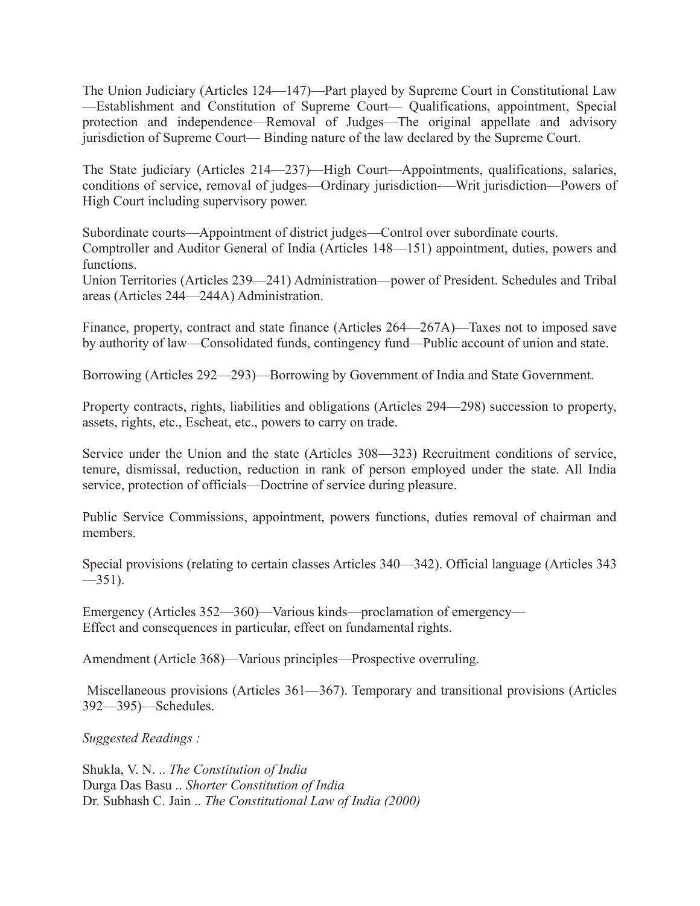The Union Judiciary (Articles 124—147)—Part played by Supreme Court in Constitutional Law —Establishment and Constitution of Supreme Court— Qualifications, appointment, Special protection and independence—Removal of Judges—The original appellate and advisory jurisdiction of Supreme Court— Binding nature of the law declared by the Supreme Court.

The State judiciary (Articles 214—237)—High Court—Appointments, qualifications, salaries, conditions of service, removal of judges—Ordinary jurisdiction-—Writ jurisdiction—Powers of High Court including supervisory power.

Subordinate courts—Appointment of district judges—Control over subordinate courts.
Comptroller and Auditor General of India (Articles 148—151) appointment, duties, powers and functions.
Union Territories (Articles 239—241) Administration—power of President. Schedules and Tribal areas (Articles 244—244A) Administration.

Finance, property, contract and state finance (Articles 264—267A)—Taxes not to imposed save by authority of law—Consolidated funds, contingency fund—Public account of union and state.

Borrowing (Articles 292—293)—Borrowing by Government of India and State Government.

Property contracts, rights, liabilities and obligations (Articles 294—298) succession to property, assets, rights, etc., Escheat, etc., powers to carry on trade.

Service under the Union and the state (Articles 308—323) Recruitment conditions of service, tenure, dismissal, reduction, reduction in rank of person employed under the state. All India service, protection of officials—Doctrine of service during pleasure.

Public Service Commissions, appointment, powers functions, duties removal of chairman and members.

Special provisions (relating to certain classes Articles 340—342). Official language (Articles 343 —351).

Emergency (Articles 352—360)—Various kinds—proclamation of emergency—
Effect and consequences in particular, effect on fundamental rights.

Amendment (Article 368)—Various principles—Prospective overruling.

Miscellaneous provisions (Articles 361—367). Temporary and transitional provisions (Articles 392—395)—Schedules.

*Suggested Readings :*

Shukla, V. N. .. *The Constitution of India*
Durga Das Basu .. *Shorter Constitution of India*
Dr. Subhash C. Jain .. *The Constitutional Law of India (2000)*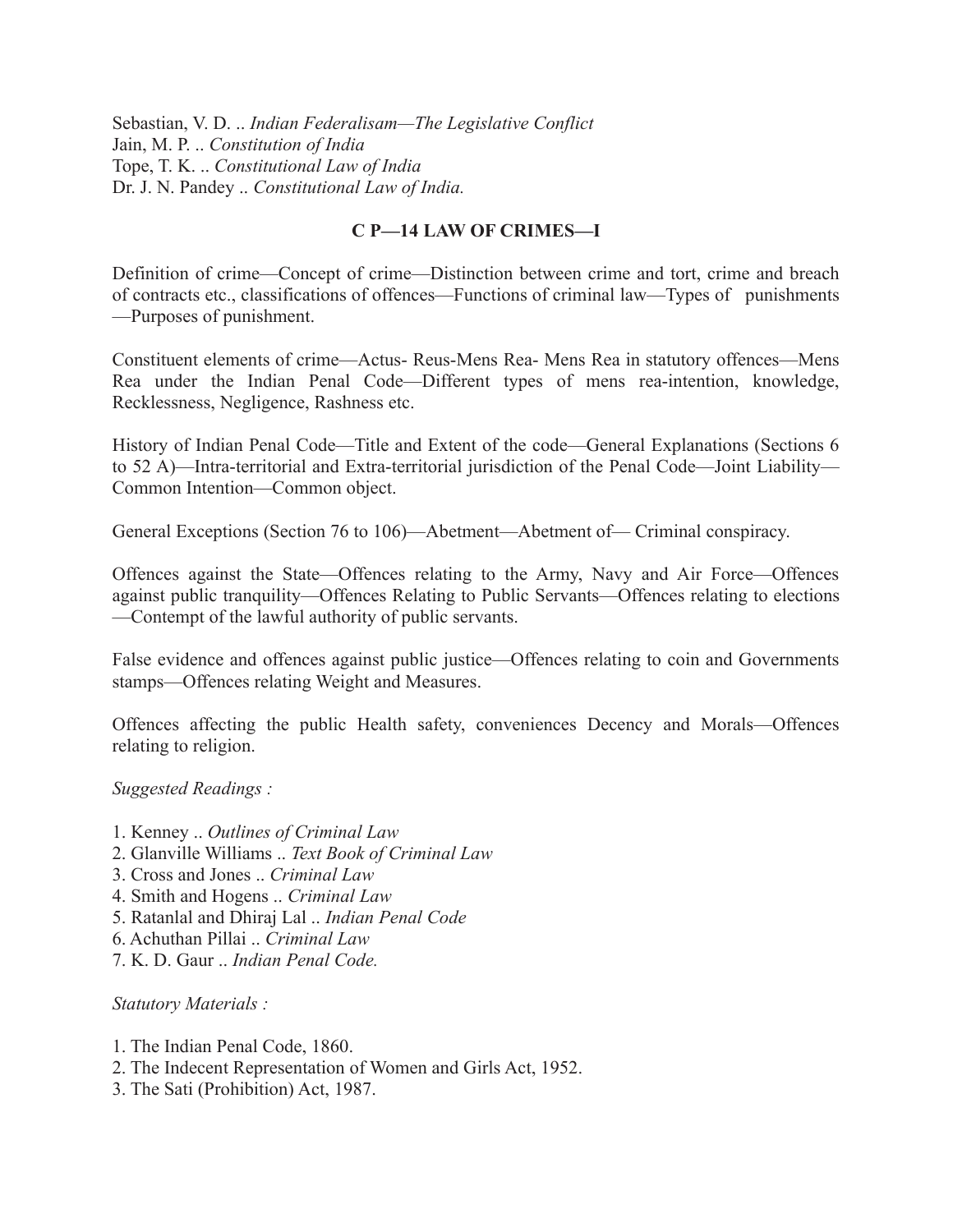Sebastian, V. D. .. *Indian Federalisam—The Legislative Conflict*
Jain, M. P. .. *Constitution of India*
Tope, T. K. .. *Constitutional Law of India*
Dr. J. N. Pandey .. *Constitutional Law of India.*

## C P—14 LAW OF CRIMES—I

Definition of crime—Concept of crime—Distinction between crime and tort, crime and breach of contracts etc., classifications of offences—Functions of criminal law—Types of punishments —Purposes of punishment.

Constituent elements of crime—Actus- Reus-Mens Rea- Mens Rea in statutory offences—Mens Rea under the Indian Penal Code—Different types of mens rea-intention, knowledge, Recklessness, Negligence, Rashness etc.

History of Indian Penal Code—Title and Extent of the code—General Explanations (Sections 6 to 52 A)—Intra-territorial and Extra-territorial jurisdiction of the Penal Code—Joint Liability—Common Intention—Common object.

General Exceptions (Section 76 to 106)—Abetment—Abetment of— Criminal conspiracy.

Offences against the State—Offences relating to the Army, Navy and Air Force—Offences against public tranquility—Offences Relating to Public Servants—Offences relating to elections —Contempt of the lawful authority of public servants.

False evidence and offences against public justice—Offences relating to coin and Governments stamps—Offences relating Weight and Measures.

Offences affecting the public Health safety, conveniences Decency and Morals—Offences relating to religion.

*Suggested Readings :*

1. Kenney .. *Outlines of Criminal Law*
2. Glanville Williams .. *Text Book of Criminal Law*
3. Cross and Jones .. *Criminal Law*
4. Smith and Hogens .. *Criminal Law*
5. Ratanlal and Dhiraj Lal .. *Indian Penal Code*
6. Achuthan Pillai .. *Criminal Law*
7. K. D. Gaur .. *Indian Penal Code.*

*Statutory Materials :*

1. The Indian Penal Code, 1860.
2. The Indecent Representation of Women and Girls Act, 1952.
3. The Sati (Prohibition) Act, 1987.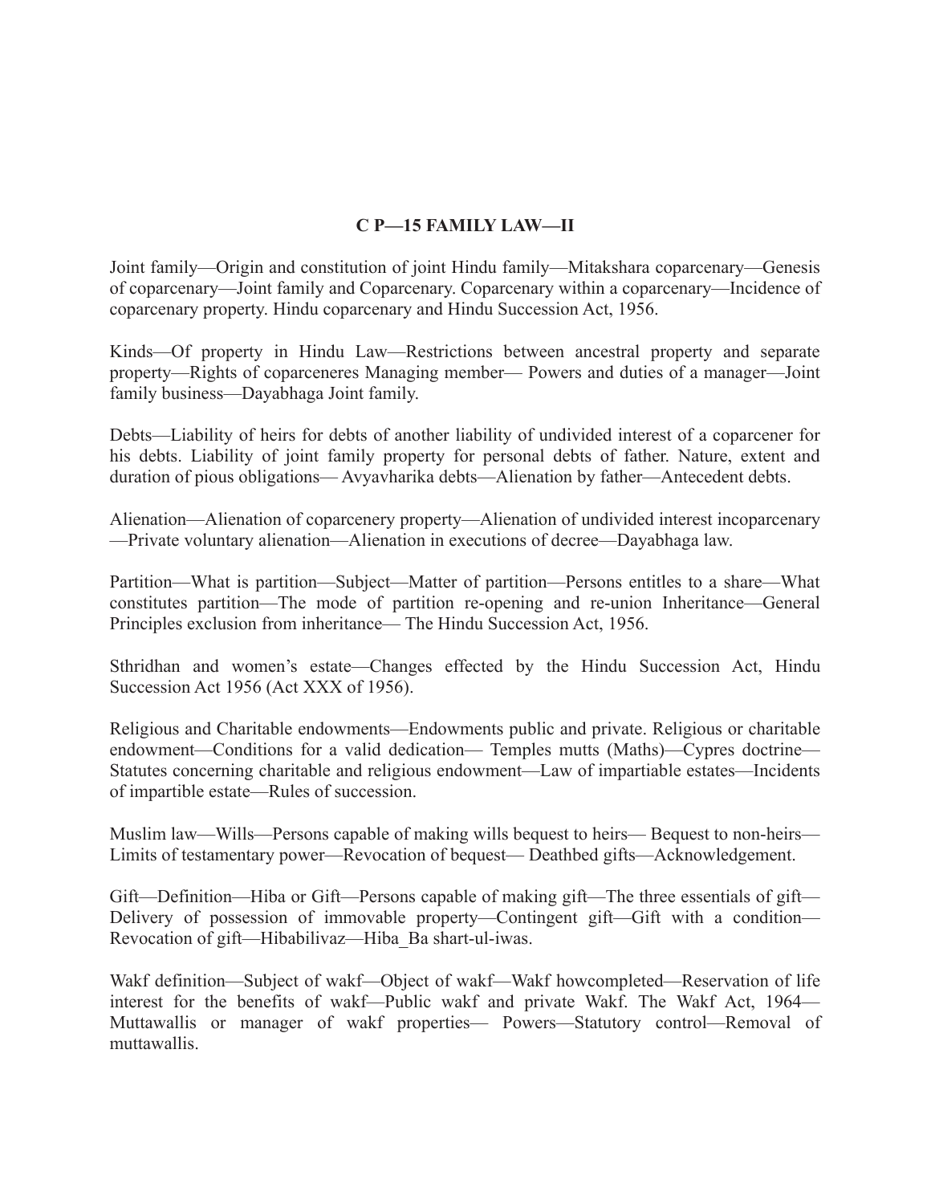## C P—15 FAMILY LAW—II

Joint family—Origin and constitution of joint Hindu family—Mitakshara coparcenary—Genesis of coparcenary—Joint family and Coparcenary. Coparcenary within a coparcenary—Incidence of coparcenary property. Hindu coparcenary and Hindu Succession Act, 1956.

Kinds—Of property in Hindu Law—Restrictions between ancestral property and separate property—Rights of coparceneres Managing member— Powers and duties of a manager—Joint family business—Dayabhaga Joint family.

Debts—Liability of heirs for debts of another liability of undivided interest of a coparcener for his debts. Liability of joint family property for personal debts of father. Nature, extent and duration of pious obligations— Avyavharika debts—Alienation by father—Antecedent debts.

Alienation—Alienation of coparcenery property—Alienation of undivided interest incoparcenary—Private voluntary alienation—Alienation in executions of decree—Dayabhaga law.

Partition—What is partition—Subject—Matter of partition—Persons entitles to a share—What constitutes partition—The mode of partition re-opening and re-union Inheritance—General Principles exclusion from inheritance— The Hindu Succession Act, 1956.

Sthridhan and women's estate—Changes effected by the Hindu Succession Act, Hindu Succession Act 1956 (Act XXX of 1956).

Religious and Charitable endowments—Endowments public and private. Religious or charitable endowment—Conditions for a valid dedication— Temples mutts (Maths)—Cypres doctrine—Statutes concerning charitable and religious endowment—Law of impartiable estates—Incidents of impartible estate—Rules of succession.

Muslim law—Wills—Persons capable of making wills bequest to heirs— Bequest to non-heirs—Limits of testamentary power—Revocation of bequest— Deathbed gifts—Acknowledgement.

Gift—Definition—Hiba or Gift—Persons capable of making gift—The three essentials of gift—Delivery of possession of immovable property—Contingent gift—Gift with a condition—Revocation of gift—Hibabilivaz—Hiba_Ba shart-ul-iwas.

Wakf definition—Subject of wakf—Object of wakf—Wakf howcompleted—Reservation of life interest for the benefits of wakf—Public wakf and private Wakf. The Wakf Act, 1964—Muttawallis or manager of wakf properties— Powers—Statutory control—Removal of muttawallis.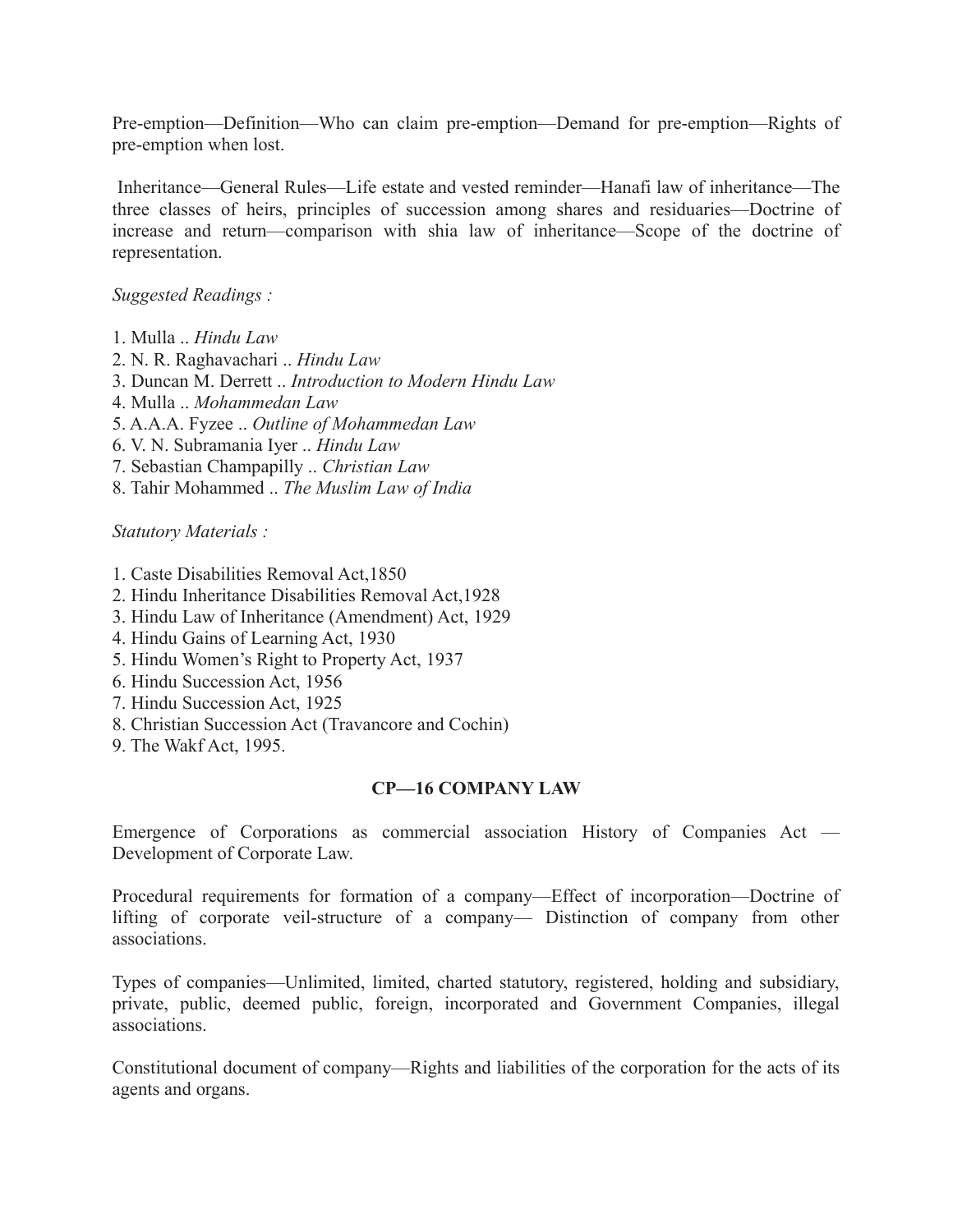Pre-emption—Definition—Who can claim pre-emption—Demand for pre-emption—Rights of pre-emption when lost.

Inheritance—General Rules—Life estate and vested reminder—Hanafi law of inheritance—The three classes of heirs, principles of succession among shares and residuaries—Doctrine of increase and return—comparison with shia law of inheritance—Scope of the doctrine of representation.

*Suggested Readings :*

1. Mulla .. *Hindu Law*
2. N. R. Raghavachari .. *Hindu Law*
3. Duncan M. Derrett .. *Introduction to Modern Hindu Law*
4. Mulla .. *Mohammedan Law*
5. A.A.A. Fyzee .. *Outline of Mohammedan Law*
6. V. N. Subramania Iyer .. *Hindu Law*
7. Sebastian Champapilly .. *Christian Law*
8. Tahir Mohammed .. *The Muslim Law of India*

*Statutory Materials :*

1. Caste Disabilities Removal Act,1850
2. Hindu Inheritance Disabilities Removal Act,1928
3. Hindu Law of Inheritance (Amendment) Act, 1929
4. Hindu Gains of Learning Act, 1930
5. Hindu Women's Right to Property Act, 1937
6. Hindu Succession Act, 1956
7. Hindu Succession Act, 1925
8. Christian Succession Act (Travancore and Cochin)
9. The Wakf Act, 1995.

## CP—16 COMPANY LAW

Emergence of Corporations as commercial association History of Companies Act — Development of Corporate Law.

Procedural requirements for formation of a company—Effect of incorporation—Doctrine of lifting of corporate veil-structure of a company— Distinction of company from other associations.

Types of companies—Unlimited, limited, charted statutory, registered, holding and subsidiary, private, public, deemed public, foreign, incorporated and Government Companies, illegal associations.

Constitutional document of company—Rights and liabilities of the corporation for the acts of its agents and organs.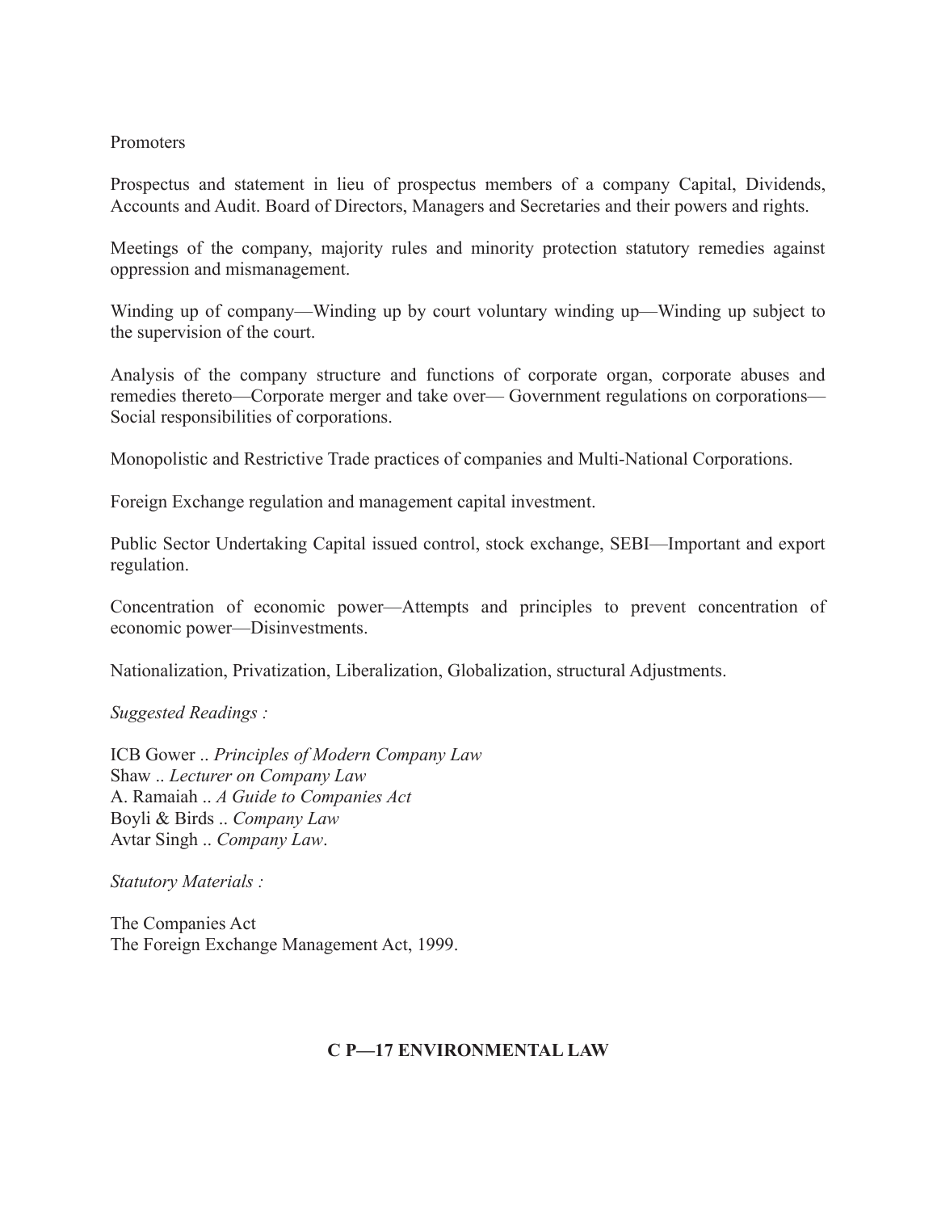Promoters

Prospectus and statement in lieu of prospectus members of a company Capital, Dividends, Accounts and Audit. Board of Directors, Managers and Secretaries and their powers and rights.

Meetings of the company, majority rules and minority protection statutory remedies against oppression and mismanagement.

Winding up of company—Winding up by court voluntary winding up—Winding up subject to the supervision of the court.

Analysis of the company structure and functions of corporate organ, corporate abuses and remedies thereto—Corporate merger and take over— Government regulations on corporations—Social responsibilities of corporations.

Monopolistic and Restrictive Trade practices of companies and Multi-National Corporations.

Foreign Exchange regulation and management capital investment.

Public Sector Undertaking Capital issued control, stock exchange, SEBI—Important and export regulation.

Concentration of economic power—Attempts and principles to prevent concentration of economic power—Disinvestments.

Nationalization, Privatization, Liberalization, Globalization, structural Adjustments.

*Suggested Readings :*

ICB Gower .. *Principles of Modern Company Law*
Shaw .. *Lecturer on Company Law*
A. Ramaiah .. *A Guide to Companies Act*
Boyli & Birds .. *Company Law*
Avtar Singh .. *Company Law*.

*Statutory Materials :*

The Companies Act
The Foreign Exchange Management Act, 1999.

## C P—17 ENVIRONMENTAL LAW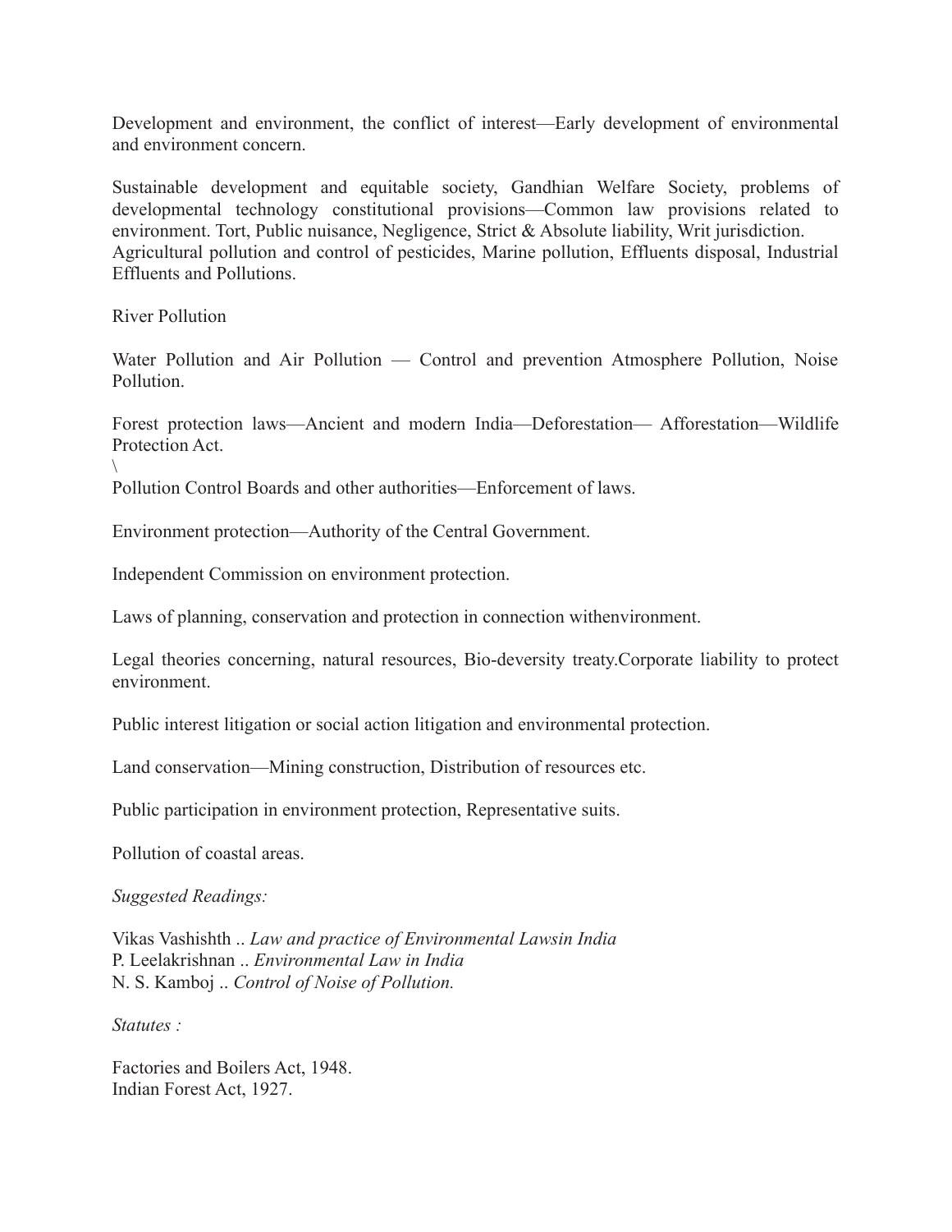Development and environment, the conflict of interest—Early development of environmental and environment concern.

Sustainable development and equitable society, Gandhian Welfare Society, problems of developmental technology constitutional provisions—Common law provisions related to environment. Tort, Public nuisance, Negligence, Strict & Absolute liability, Writ jurisdiction.
Agricultural pollution and control of pesticides, Marine pollution, Effluents disposal, Industrial Effluents and Pollutions.

River Pollution

Water Pollution and Air Pollution — Control and prevention Atmosphere Pollution, Noise Pollution.

Forest protection laws—Ancient and modern India—Deforestation— Afforestation—Wildlife Protection Act.
\
Pollution Control Boards and other authorities—Enforcement of laws.

Environment protection—Authority of the Central Government.

Independent Commission on environment protection.

Laws of planning, conservation and protection in connection withenvironment.

Legal theories concerning, natural resources, Bio-deversity treaty.Corporate liability to protect environment.

Public interest litigation or social action litigation and environmental protection.

Land conservation—Mining construction, Distribution of resources etc.

Public participation in environment protection, Representative suits.

Pollution of coastal areas.

*Suggested Readings:*

Vikas Vashishth .. *Law and practice of Environmental Lawsin India*
P. Leelakrishnan .. *Environmental Law in India*
N. S. Kamboj .. *Control of Noise of Pollution.*

*Statutes :*

Factories and Boilers Act, 1948.
Indian Forest Act, 1927.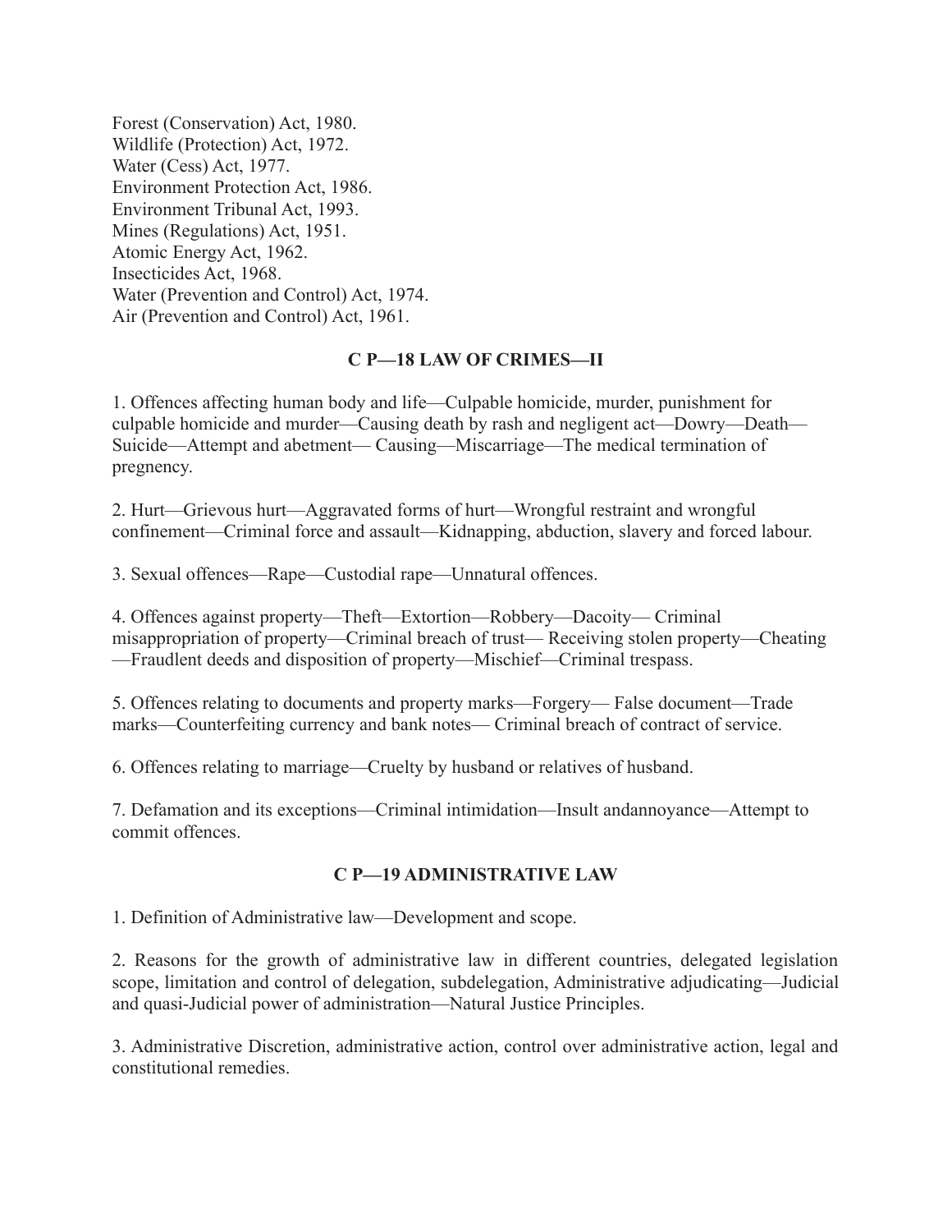Forest (Conservation) Act, 1980.
Wildlife (Protection) Act, 1972.
Water (Cess) Act, 1977.
Environment Protection Act, 1986.
Environment Tribunal Act, 1993.
Mines (Regulations) Act, 1951.
Atomic Energy Act, 1962.
Insecticides Act, 1968.
Water (Prevention and Control) Act, 1974.
Air (Prevention and Control) Act, 1961.

## C P—18 LAW OF CRIMES—II

1. Offences affecting human body and life—Culpable homicide, murder, punishment for culpable homicide and murder—Causing death by rash and negligent act—Dowry—Death—Suicide—Attempt and abetment— Causing—Miscarriage—The medical termination of pregnency.

2. Hurt—Grievous hurt—Aggravated forms of hurt—Wrongful restraint and wrongful confinement—Criminal force and assault—Kidnapping, abduction, slavery and forced labour.

3. Sexual offences—Rape—Custodial rape—Unnatural offences.

4. Offences against property—Theft—Extortion—Robbery—Dacoity— Criminal misappropriation of property—Criminal breach of trust— Receiving stolen property—Cheating—Fraudlent deeds and disposition of property—Mischief—Criminal trespass.

5. Offences relating to documents and property marks—Forgery— False document—Trade marks—Counterfeiting currency and bank notes— Criminal breach of contract of service.

6. Offences relating to marriage—Cruelty by husband or relatives of husband.

7. Defamation and its exceptions—Criminal intimidation—Insult andannoyance—Attempt to commit offences.

## C P—19 ADMINISTRATIVE LAW

1. Definition of Administrative law—Development and scope.

2. Reasons for the growth of administrative law in different countries, delegated legislation scope, limitation and control of delegation, subdelegation, Administrative adjudicating—Judicial and quasi-Judicial power of administration—Natural Justice Principles.

3. Administrative Discretion, administrative action, control over administrative action, legal and constitutional remedies.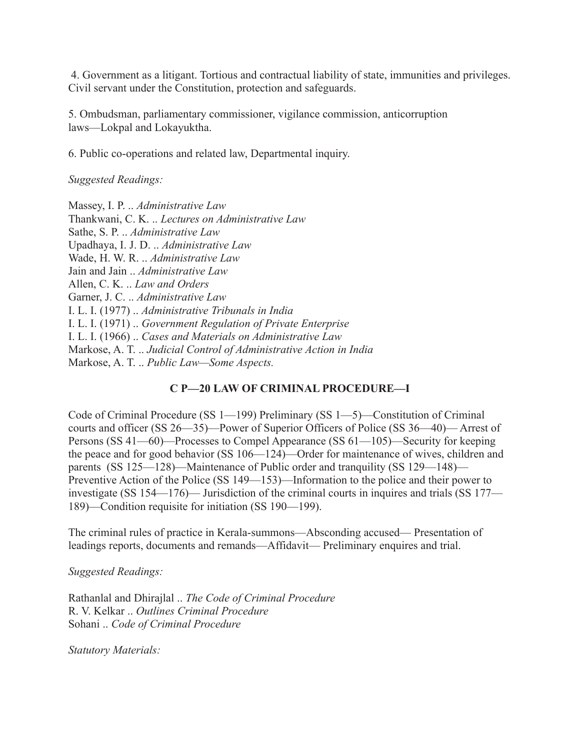4. Government as a litigant. Tortious and contractual liability of state, immunities and privileges. Civil servant under the Constitution, protection and safeguards.

5. Ombudsman, parliamentary commissioner, vigilance commission, anticorruption laws—Lokpal and Lokayuktha.

6. Public co-operations and related law, Departmental inquiry.

*Suggested Readings:*

Massey, I. P. .. *Administrative Law*
Thankwani, C. K. .. *Lectures on Administrative Law*
Sathe, S. P. .. *Administrative Law*
Upadhaya, I. J. D. .. *Administrative Law*
Wade, H. W. R. .. *Administrative Law*
Jain and Jain .. *Administrative Law*
Allen, C. K. .. *Law and Orders*
Garner, J. C. .. *Administrative Law*
I. L. I. (1977) .. *Administrative Tribunals in India*
I. L. I. (1971) .. *Government Regulation of Private Enterprise*
I. L. I. (1966) .. *Cases and Materials on Administrative Law*
Markose, A. T. .. *Judicial Control of Administrative Action in India*
Markose, A. T. .. *Public Law—Some Aspects.*

## C P—20 LAW OF CRIMINAL PROCEDURE—I

Code of Criminal Procedure (SS 1—199) Preliminary (SS 1—5)—Constitution of Criminal courts and officer (SS 26—35)—Power of Superior Officers of Police (SS 36—40)— Arrest of Persons (SS 41—60)—Processes to Compel Appearance (SS 61—105)—Security for keeping the peace and for good behavior (SS 106—124)—Order for maintenance of wives, children and parents (SS 125—128)—Maintenance of Public order and tranquility (SS 129—148)—Preventive Action of the Police (SS 149—153)—Information to the police and their power to investigate (SS 154—176)— Jurisdiction of the criminal courts in inquires and trials (SS 177—189)—Condition requisite for initiation (SS 190—199).

The criminal rules of practice in Kerala-summons—Absconding accused— Presentation of leadings reports, documents and remands—Affidavit— Preliminary enquires and trial.

*Suggested Readings:*

Rathanlal and Dhirajlal .. *The Code of Criminal Procedure*
R. V. Kelkar .. *Outlines Criminal Procedure*
Sohani .. *Code of Criminal Procedure*

*Statutory Materials:*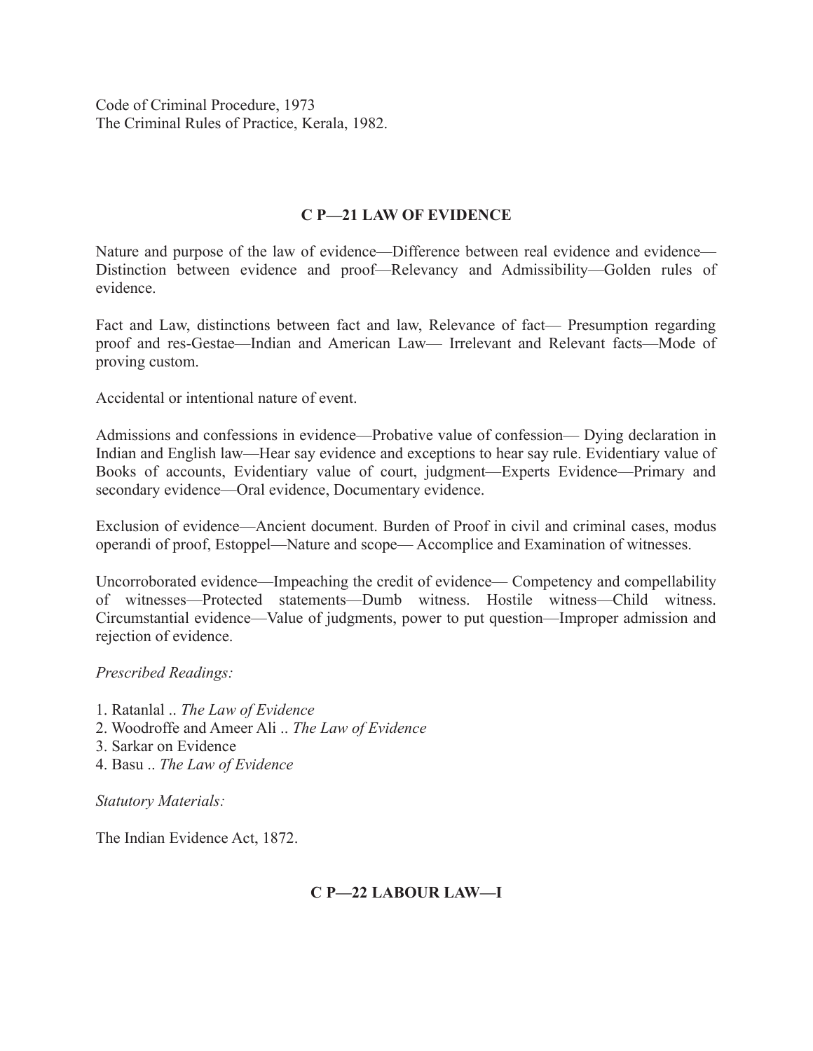Code of Criminal Procedure, 1973
The Criminal Rules of Practice, Kerala, 1982.

## C P—21 LAW OF EVIDENCE

Nature and purpose of the law of evidence—Difference between real evidence and evidence—Distinction between evidence and proof—Relevancy and Admissibility—Golden rules of evidence.

Fact and Law, distinctions between fact and law, Relevance of fact— Presumption regarding proof and res-Gestae—Indian and American Law— Irrelevant and Relevant facts—Mode of proving custom.

Accidental or intentional nature of event.

Admissions and confessions in evidence—Probative value of confession— Dying declaration in Indian and English law—Hear say evidence and exceptions to hear say rule. Evidentiary value of Books of accounts, Evidentiary value of court, judgment—Experts Evidence—Primary and secondary evidence—Oral evidence, Documentary evidence.

Exclusion of evidence—Ancient document. Burden of Proof in civil and criminal cases, modus operandi of proof, Estoppel—Nature and scope— Accomplice and Examination of witnesses.

Uncorroborated evidence—Impeaching the credit of evidence— Competency and compellability of witnesses—Protected statements—Dumb witness. Hostile witness—Child witness. Circumstantial evidence—Value of judgments, power to put question—Improper admission and rejection of evidence.

*Prescribed Readings:*

1. Ratanlal .. *The Law of Evidence*
2. Woodroffe and Ameer Ali .. *The Law of Evidence*
3. Sarkar on Evidence
4. Basu .. *The Law of Evidence*

*Statutory Materials:*

The Indian Evidence Act, 1872.

## C P—22 LABOUR LAW—I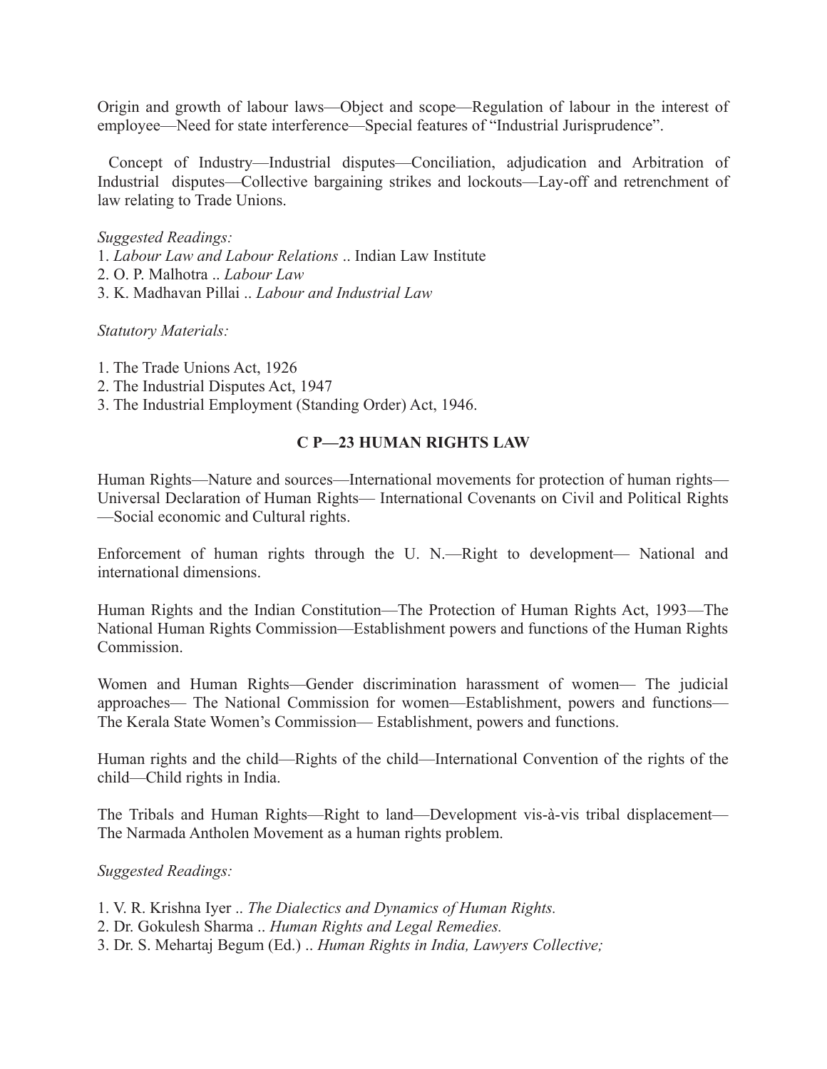Origin and growth of labour laws—Object and scope—Regulation of labour in the interest of employee—Need for state interference—Special features of "Industrial Jurisprudence".

Concept of Industry—Industrial disputes—Conciliation, adjudication and Arbitration of Industrial disputes—Collective bargaining strikes and lockouts—Lay-off and retrenchment of law relating to Trade Unions.

*Suggested Readings:*

1. *Labour Law and Labour Relations* .. Indian Law Institute
2. O. P. Malhotra .. *Labour Law*
3. K. Madhavan Pillai .. *Labour and Industrial Law*

*Statutory Materials:*

1. The Trade Unions Act, 1926
2. The Industrial Disputes Act, 1947
3. The Industrial Employment (Standing Order) Act, 1946.

## C P—23 HUMAN RIGHTS LAW

Human Rights—Nature and sources—International movements for protection of human rights—Universal Declaration of Human Rights— International Covenants on Civil and Political Rights—Social economic and Cultural rights.

Enforcement of human rights through the U. N.—Right to development— National and international dimensions.

Human Rights and the Indian Constitution—The Protection of Human Rights Act, 1993—The National Human Rights Commission—Establishment powers and functions of the Human Rights Commission.

Women and Human Rights—Gender discrimination harassment of women— The judicial approaches— The National Commission for women—Establishment, powers and functions—The Kerala State Women's Commission— Establishment, powers and functions.

Human rights and the child—Rights of the child—International Convention of the rights of the child—Child rights in India.

The Tribals and Human Rights—Right to land—Development vis-à-vis tribal displacement—The Narmada Antholen Movement as a human rights problem.

*Suggested Readings:*

1. V. R. Krishna Iyer .. *The Dialectics and Dynamics of Human Rights.*
2. Dr. Gokulesh Sharma .. *Human Rights and Legal Remedies.*
3. Dr. S. Mehartaj Begum (Ed.) .. *Human Rights in India, Lawyers Collective;*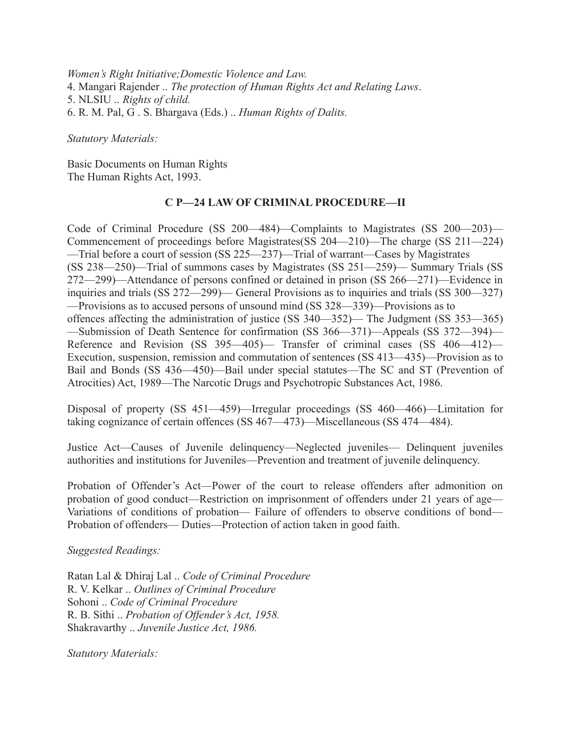*Women's Right Initiative;Domestic Violence and Law.*

4. Mangari Rajender .. *The protection of Human Rights Act and Relating Laws*.
5. NLSIU .. *Rights of child.*
6. R. M. Pal, G . S. Bhargava (Eds.) .. *Human Rights of Dalits.*

*Statutory Materials:*

Basic Documents on Human Rights
The Human Rights Act, 1993.

## C P—24 LAW OF CRIMINAL PROCEDURE—II

Code of Criminal Procedure (SS 200—484)—Complaints to Magistrates (SS 200—203)—Commencement of proceedings before Magistrates(SS 204—210)—The charge (SS 211—224)—Trial before a court of session (SS 225—237)—Trial of warrant—Cases by Magistrates (SS 238—250)—Trial of summons cases by Magistrates (SS 251—259)— Summary Trials (SS 272—299)—Attendance of persons confined or detained in prison (SS 266—271)—Evidence in inquiries and trials (SS 272—299)— General Provisions as to inquiries and trials (SS 300—327)—Provisions as to accused persons of unsound mind (SS 328—339)—Provisions as to offences affecting the administration of justice (SS 340—352)— The Judgment (SS 353—365)—Submission of Death Sentence for confirmation (SS 366—371)—Appeals (SS 372—394)—Reference and Revision (SS 395—405)— Transfer of criminal cases (SS 406—412)—Execution, suspension, remission and commutation of sentences (SS 413—435)—Provision as to Bail and Bonds (SS 436—450)—Bail under special statutes—The SC and ST (Prevention of Atrocities) Act, 1989—The Narcotic Drugs and Psychotropic Substances Act, 1986.

Disposal of property (SS 451—459)—Irregular proceedings (SS 460—466)—Limitation for taking cognizance of certain offences (SS 467—473)—Miscellaneous (SS 474—484).

Justice Act—Causes of Juvenile delinquency—Neglected juveniles— Delinquent juveniles authorities and institutions for Juveniles—Prevention and treatment of juvenile delinquency.

Probation of Offender's Act—Power of the court to release offenders after admonition on probation of good conduct—Restriction on imprisonment of offenders under 21 years of age—Variations of conditions of probation— Failure of offenders to observe conditions of bond—Probation of offenders— Duties—Protection of action taken in good faith.

*Suggested Readings:*

Ratan Lal & Dhiraj Lal .. *Code of Criminal Procedure*
R. V. Kelkar .. *Outlines of Criminal Procedure*
Sohoni .. *Code of Criminal Procedure*
R. B. Sithi .. *Probation of Offender's Act, 1958.*
Shakravarthy .. *Juvenile Justice Act, 1986.*

*Statutory Materials:*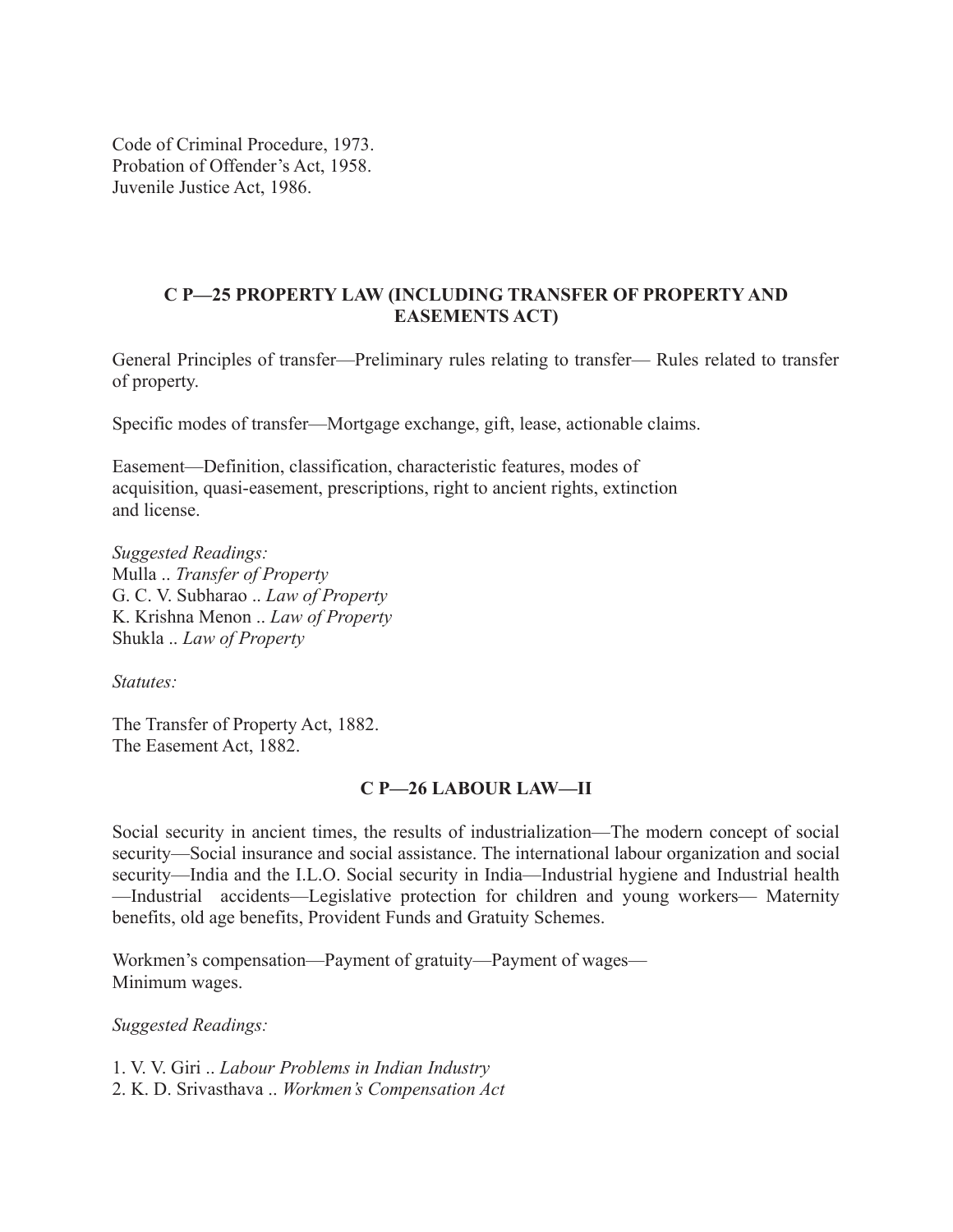Code of Criminal Procedure, 1973.
Probation of Offender's Act, 1958.
Juvenile Justice Act, 1986.

### C P—25 PROPERTY LAW (INCLUDING TRANSFER OF PROPERTY AND EASEMENTS ACT)

General Principles of transfer—Preliminary rules relating to transfer— Rules related to transfer of property.

Specific modes of transfer—Mortgage exchange, gift, lease, actionable claims.

Easement—Definition, classification, characteristic features, modes of acquisition, quasi-easement, prescriptions, right to ancient rights, extinction and license.

*Suggested Readings:*
Mulla .. *Transfer of Property*
G. C. V. Subharao .. *Law of Property*
K. Krishna Menon .. *Law of Property*
Shukla .. *Law of Property*

*Statutes:*

The Transfer of Property Act, 1882.
The Easement Act, 1882.

### C P—26 LABOUR LAW—II

Social security in ancient times, the results of industrialization—The modern concept of social security—Social insurance and social assistance. The international labour organization and social security—India and the I.L.O. Social security in India—Industrial hygiene and Industrial health —Industrial accidents—Legislative protection for children and young workers— Maternity benefits, old age benefits, Provident Funds and Gratuity Schemes.

Workmen's compensation—Payment of gratuity—Payment of wages—Minimum wages.

*Suggested Readings:*

1. V. V. Giri .. *Labour Problems in Indian Industry*
2. K. D. Srivasthava .. *Workmen's Compensation Act*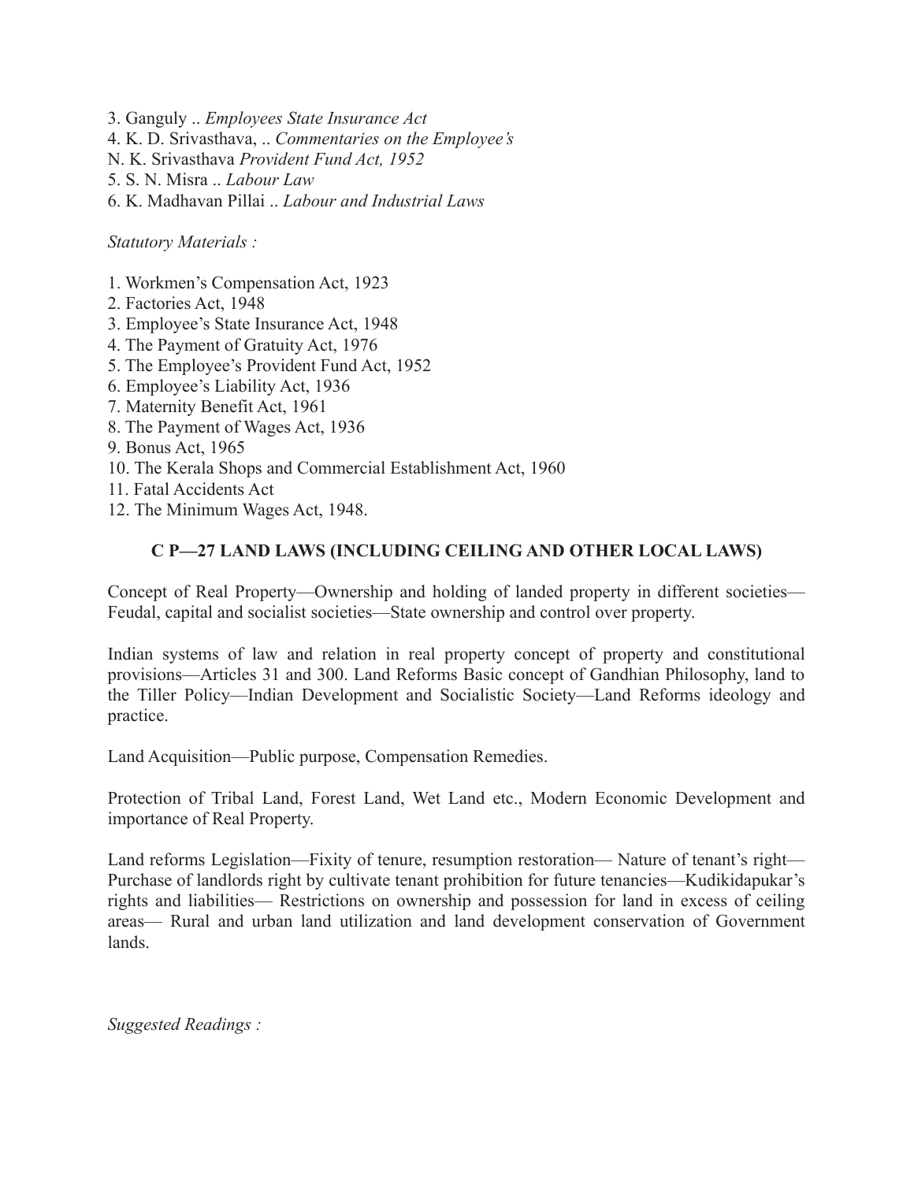3. Ganguly .. *Employees State Insurance Act*
4. K. D. Srivasthava, .. *Commentaries on the Employee's*
N. K. Srivasthava *Provident Fund Act, 1952*
5. S. N. Misra .. *Labour Law*
6. K. Madhavan Pillai .. *Labour and Industrial Laws*

*Statutory Materials :*

1. Workmen's Compensation Act, 1923
2. Factories Act, 1948
3. Employee's State Insurance Act, 1948
4. The Payment of Gratuity Act, 1976
5. The Employee's Provident Fund Act, 1952
6. Employee's Liability Act, 1936
7. Maternity Benefit Act, 1961
8. The Payment of Wages Act, 1936
9. Bonus Act, 1965
10. The Kerala Shops and Commercial Establishment Act, 1960
11. Fatal Accidents Act
12. The Minimum Wages Act, 1948.

## C P—27 LAND LAWS (INCLUDING CEILING AND OTHER LOCAL LAWS)

Concept of Real Property—Ownership and holding of landed property in different societies—Feudal, capital and socialist societies—State ownership and control over property.

Indian systems of law and relation in real property concept of property and constitutional provisions—Articles 31 and 300. Land Reforms Basic concept of Gandhian Philosophy, land to the Tiller Policy—Indian Development and Socialistic Society—Land Reforms ideology and practice.

Land Acquisition—Public purpose, Compensation Remedies.

Protection of Tribal Land, Forest Land, Wet Land etc., Modern Economic Development and importance of Real Property.

Land reforms Legislation—Fixity of tenure, resumption restoration— Nature of tenant's right—Purchase of landlords right by cultivate tenant prohibition for future tenancies—Kudikidapukar's rights and liabilities— Restrictions on ownership and possession for land in excess of ceiling areas— Rural and urban land utilization and land development conservation of Government lands.

*Suggested Readings :*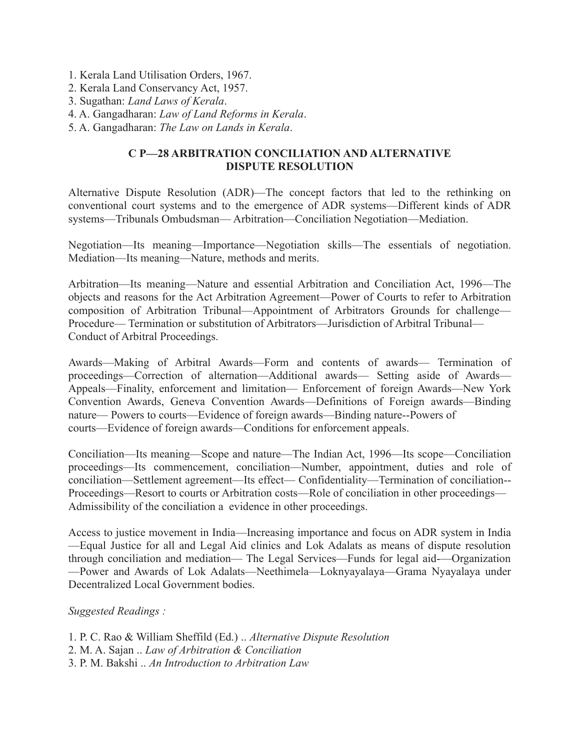1. Kerala Land Utilisation Orders, 1967.
2. Kerala Land Conservancy Act, 1957.
3. Sugathan: *Land Laws of Kerala*.
4. A. Gangadharan: *Law of Land Reforms in Kerala*.
5. A. Gangadharan: *The Law on Lands in Kerala*.

## C P—28 ARBITRATION CONCILIATION AND ALTERNATIVE DISPUTE RESOLUTION

Alternative Dispute Resolution (ADR)—The concept factors that led to the rethinking on conventional court systems and to the emergence of ADR systems—Different kinds of ADR systems—Tribunals Ombudsman— Arbitration—Conciliation Negotiation—Mediation.

Negotiation—Its meaning—Importance—Negotiation skills—The essentials of negotiation. Mediation—Its meaning—Nature, methods and merits.

Arbitration—Its meaning—Nature and essential Arbitration and Conciliation Act, 1996—The objects and reasons for the Act Arbitration Agreement—Power of Courts to refer to Arbitration composition of Arbitration Tribunal—Appointment of Arbitrators Grounds for challenge—Procedure— Termination or substitution of Arbitrators—Jurisdiction of Arbitral Tribunal—Conduct of Arbitral Proceedings.

Awards—Making of Arbitral Awards—Form and contents of awards— Termination of proceedings—Correction of alternation—Additional awards— Setting aside of Awards—Appeals—Finality, enforcement and limitation— Enforcement of foreign Awards—New York Convention Awards, Geneva Convention Awards—Definitions of Foreign awards—Binding nature— Powers to courts—Evidence of foreign awards—Binding nature--Powers of courts—Evidence of foreign awards—Conditions for enforcement appeals.

Conciliation—Its meaning—Scope and nature—The Indian Act, 1996—Its scope—Conciliation proceedings—Its commencement, conciliation—Number, appointment, duties and role of conciliation—Settlement agreement—Its effect— Confidentiality—Termination of conciliation--Proceedings—Resort to courts or Arbitration costs—Role of conciliation in other proceedings—Admissibility of the conciliation a evidence in other proceedings.

Access to justice movement in India—Increasing importance and focus on ADR system in India—Equal Justice for all and Legal Aid clinics and Lok Adalats as means of dispute resolution through conciliation and mediation— The Legal Services—Funds for legal aid-—Organization—Power and Awards of Lok Adalats—Neethimela—Loknyayalaya—Grama Nyayalaya under Decentralized Local Government bodies.

*Suggested Readings :*

1. P. C. Rao & William Sheffild (Ed.) .. *Alternative Dispute Resolution*
2. M. A. Sajan .. *Law of Arbitration & Conciliation*
3. P. M. Bakshi .. *An Introduction to Arbitration Law*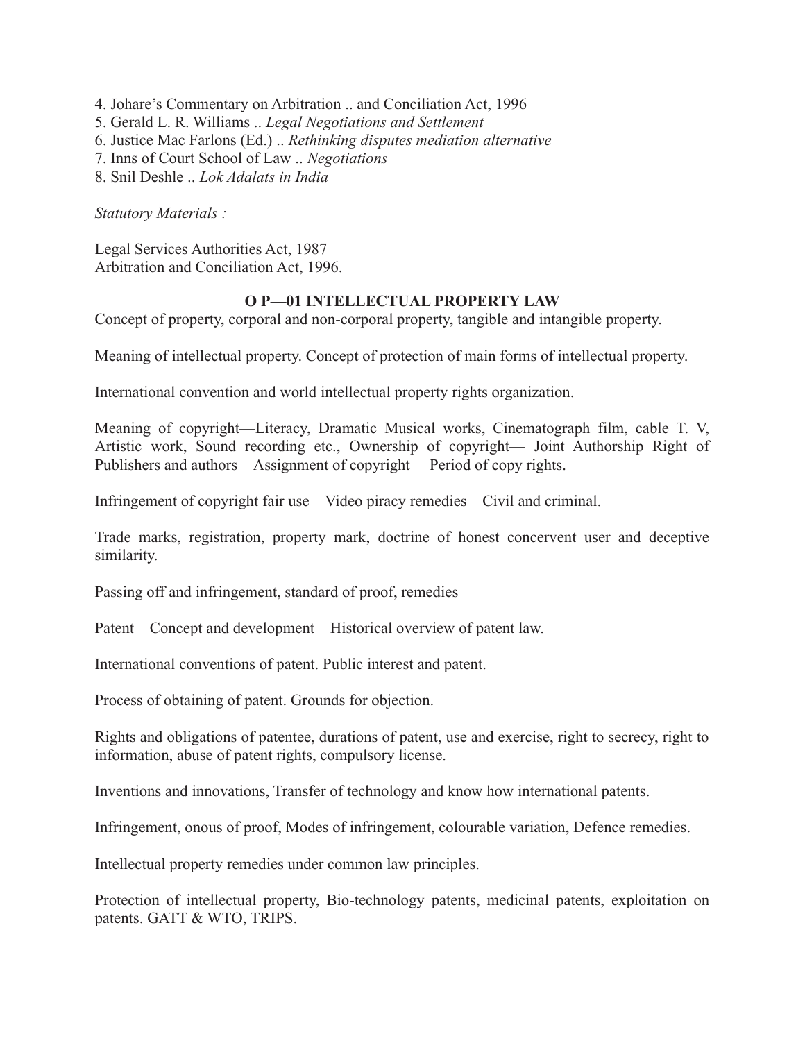4. Johare's Commentary on Arbitration .. and Conciliation Act, 1996
5. Gerald L. R. Williams .. *Legal Negotiations and Settlement*
6. Justice Mac Farlons (Ed.) .. *Rethinking disputes mediation alternative*
7. Inns of Court School of Law .. *Negotiations*
8. Snil Deshle .. *Lok Adalats in India*

*Statutory Materials :*

Legal Services Authorities Act, 1987
Arbitration and Conciliation Act, 1996.

## O P—01 INTELLECTUAL PROPERTY LAW

Concept of property, corporal and non-corporal property, tangible and intangible property.

Meaning of intellectual property. Concept of protection of main forms of intellectual property.

International convention and world intellectual property rights organization.

Meaning of copyright—Literacy, Dramatic Musical works, Cinematograph film, cable T. V, Artistic work, Sound recording etc., Ownership of copyright— Joint Authorship Right of Publishers and authors—Assignment of copyright— Period of copy rights.

Infringement of copyright fair use—Video piracy remedies—Civil and criminal.

Trade marks, registration, property mark, doctrine of honest concervent user and deceptive similarity.

Passing off and infringement, standard of proof, remedies

Patent—Concept and development—Historical overview of patent law.

International conventions of patent. Public interest and patent.

Process of obtaining of patent. Grounds for objection.

Rights and obligations of patentee, durations of patent, use and exercise, right to secrecy, right to information, abuse of patent rights, compulsory license.

Inventions and innovations, Transfer of technology and know how international patents.

Infringement, onous of proof, Modes of infringement, colourable variation, Defence remedies.

Intellectual property remedies under common law principles.

Protection of intellectual property, Bio-technology patents, medicinal patents, exploitation on patents. GATT & WTO, TRIPS.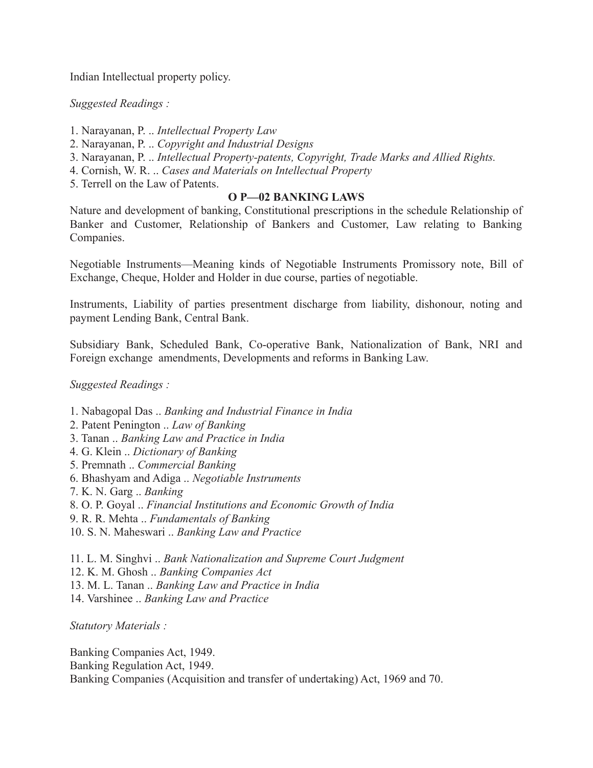Indian Intellectual property policy.

*Suggested Readings :*

1. Narayanan, P. .. *Intellectual Property Law*
2. Narayanan, P. .. *Copyright and Industrial Designs*
3. Narayanan, P. .. *Intellectual Property-patents, Copyright, Trade Marks and Allied Rights.*
4. Cornish, W. R. .. *Cases and Materials on Intellectual Property*
5. Terrell on the Law of Patents.

## O P—02 BANKING LAWS

Nature and development of banking, Constitutional prescriptions in the schedule Relationship of Banker and Customer, Relationship of Bankers and Customer, Law relating to Banking Companies.

Negotiable Instruments—Meaning kinds of Negotiable Instruments Promissory note, Bill of Exchange, Cheque, Holder and Holder in due course, parties of negotiable.

Instruments, Liability of parties presentment discharge from liability, dishonour, noting and payment Lending Bank, Central Bank.

Subsidiary Bank, Scheduled Bank, Co-operative Bank, Nationalization of Bank, NRI and Foreign exchange amendments, Developments and reforms in Banking Law.

*Suggested Readings :*

1. Nabagopal Das .. *Banking and Industrial Finance in India*
2. Patent Penington .. *Law of Banking*
3. Tanan .. *Banking Law and Practice in India*
4. G. Klein .. *Dictionary of Banking*
5. Premnath .. *Commercial Banking*
6. Bhashyam and Adiga .. *Negotiable Instruments*
7. K. N. Garg .. *Banking*
8. O. P. Goyal .. *Financial Institutions and Economic Growth of India*
9. R. R. Mehta .. *Fundamentals of Banking*
10. S. N. Maheswari .. *Banking Law and Practice*
11. L. M. Singhvi .. *Bank Nationalization and Supreme Court Judgment*
12. K. M. Ghosh .. *Banking Companies Act*
13. M. L. Tanan .. *Banking Law and Practice in India*
14. Varshinee .. *Banking Law and Practice*

*Statutory Materials :*

Banking Companies Act, 1949.
Banking Regulation Act, 1949.
Banking Companies (Acquisition and transfer of undertaking) Act, 1969 and 70.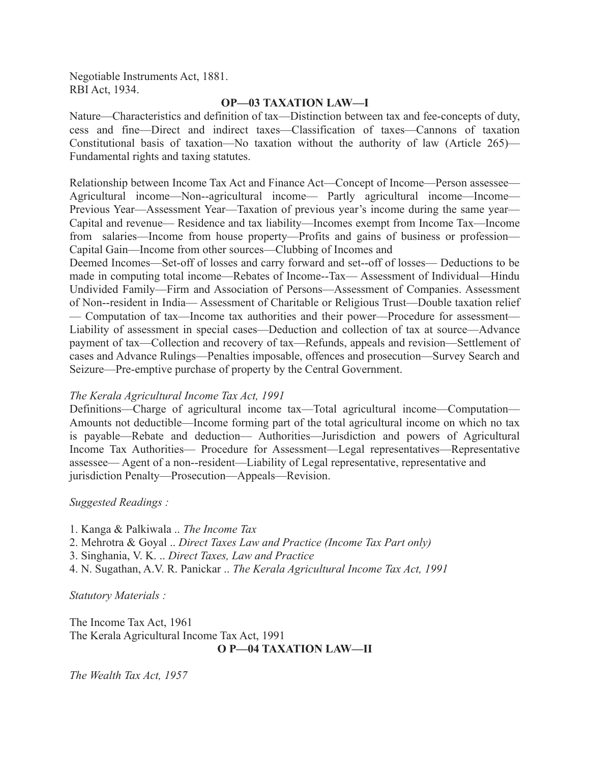Negotiable Instruments Act, 1881.
RBI Act, 1934.

## OP—03 TAXATION LAW—I

Nature—Characteristics and definition of tax—Distinction between tax and fee-concepts of duty, cess and fine—Direct and indirect taxes—Classification of taxes—Cannons of taxation Constitutional basis of taxation—No taxation without the authority of law (Article 265)—Fundamental rights and taxing statutes.

Relationship between Income Tax Act and Finance Act—Concept of Income—Person assessee—Agricultural income—Non--agricultural income— Partly agricultural income—Income—Previous Year—Assessment Year—Taxation of previous year's income during the same year—Capital and revenue— Residence and tax liability—Incomes exempt from Income Tax—Income from salaries—Income from house property—Profits and gains of business or profession—Capital Gain—Income from other sources—Clubbing of Incomes and Deemed Incomes—Set-off of losses and carry forward and set--off of losses— Deductions to be made in computing total income—Rebates of Income--Tax— Assessment of Individual—Hindu Undivided Family—Firm and Association of Persons—Assessment of Companies. Assessment of Non--resident in India— Assessment of Charitable or Religious Trust—Double taxation relief — Computation of tax—Income tax authorities and their power—Procedure for assessment—Liability of assessment in special cases—Deduction and collection of tax at source—Advance payment of tax—Collection and recovery of tax—Refunds, appeals and revision—Settlement of cases and Advance Rulings—Penalties imposable, offences and prosecution—Survey Search and Seizure—Pre-emptive purchase of property by the Central Government.

*The Kerala Agricultural Income Tax Act, 1991*

Definitions—Charge of agricultural income tax—Total agricultural income—Computation—Amounts not deductible—Income forming part of the total agricultural income on which no tax is payable—Rebate and deduction— Authorities—Jurisdiction and powers of Agricultural Income Tax Authorities— Procedure for Assessment—Legal representatives—Representative assessee— Agent of a non--resident—Liability of Legal representative, representative and jurisdiction Penalty—Prosecution—Appeals—Revision.

*Suggested Readings :*

1. Kanga & Palkiwala .. *The Income Tax*
2. Mehrotra & Goyal .. *Direct Taxes Law and Practice (Income Tax Part only)*
3. Singhania, V. K. .. *Direct Taxes, Law and Practice*
4. N. Sugathan, A.V. R. Panickar .. *The Kerala Agricultural Income Tax Act, 1991*

*Statutory Materials :*

The Income Tax Act, 1961
The Kerala Agricultural Income Tax Act, 1991

## O P—04 TAXATION LAW—II

*The Wealth Tax Act, 1957*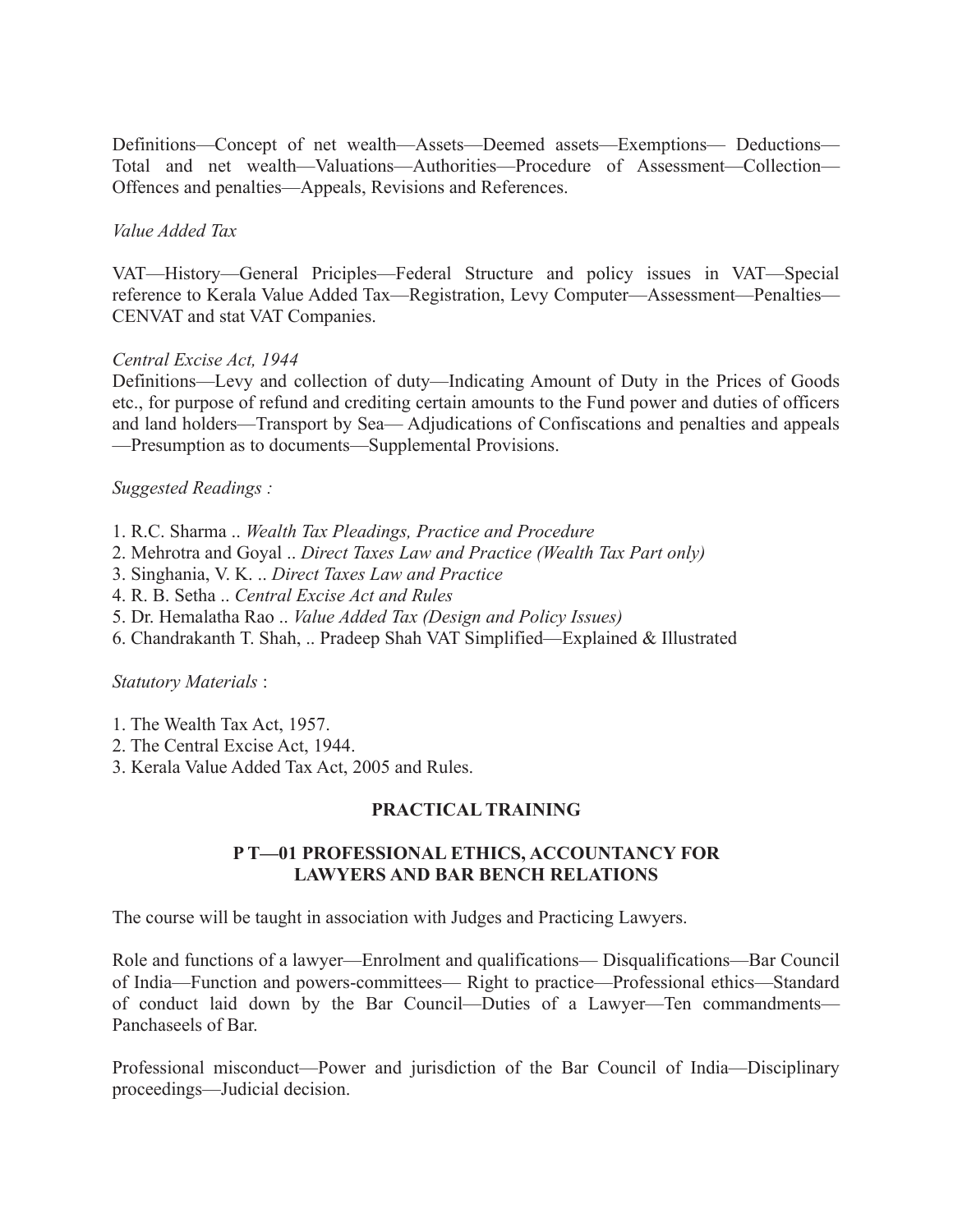Definitions—Concept of net wealth—Assets—Deemed assets—Exemptions— Deductions—Total and net wealth—Valuations—Authorities—Procedure of Assessment—Collection—Offences and penalties—Appeals, Revisions and References.

*Value Added Tax*

VAT—History—General Priciples—Federal Structure and policy issues in VAT—Special reference to Kerala Value Added Tax—Registration, Levy Computer—Assessment—Penalties—CENVAT and stat VAT Companies.

*Central Excise Act, 1944*

Definitions—Levy and collection of duty—Indicating Amount of Duty in the Prices of Goods etc., for purpose of refund and crediting certain amounts to the Fund power and duties of officers and land holders—Transport by Sea— Adjudications of Confiscations and penalties and appeals—Presumption as to documents—Supplemental Provisions.

*Suggested Readings :*

1. R.C. Sharma .. *Wealth Tax Pleadings, Practice and Procedure*
2. Mehrotra and Goyal .. *Direct Taxes Law and Practice (Wealth Tax Part only)*
3. Singhania, V. K. .. *Direct Taxes Law and Practice*
4. R. B. Setha .. *Central Excise Act and Rules*
5. Dr. Hemalatha Rao .. *Value Added Tax (Design and Policy Issues)*
6. Chandrakanth T. Shah, .. Pradeep Shah VAT Simplified—Explained & Illustrated

*Statutory Materials* :

1. The Wealth Tax Act, 1957.
2. The Central Excise Act, 1944.
3. Kerala Value Added Tax Act, 2005 and Rules.

## PRACTICAL TRAINING

### P T—01 PROFESSIONAL ETHICS, ACCOUNTANCY FOR LAWYERS AND BAR BENCH RELATIONS

The course will be taught in association with Judges and Practicing Lawyers.

Role and functions of a lawyer—Enrolment and qualifications— Disqualifications—Bar Council of India—Function and powers-committees— Right to practice—Professional ethics—Standard of conduct laid down by the Bar Council—Duties of a Lawyer—Ten commandments—Panchaseels of Bar.

Professional misconduct—Power and jurisdiction of the Bar Council of India—Disciplinary proceedings—Judicial decision.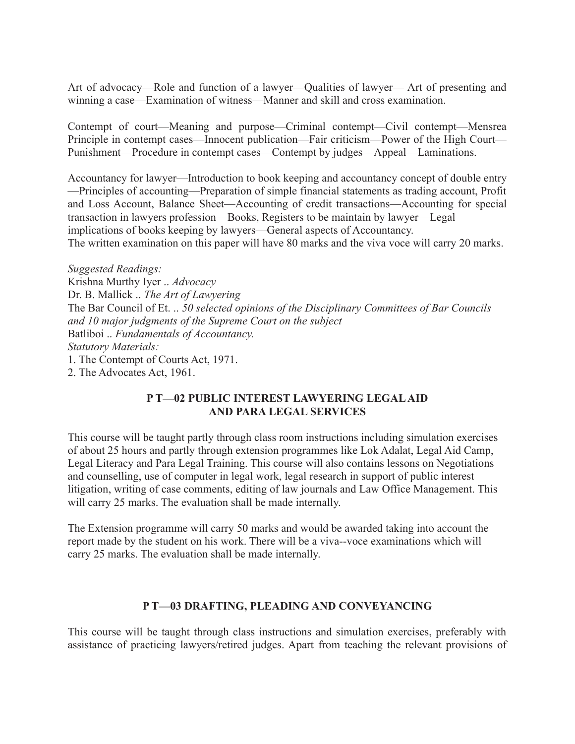Art of advocacy—Role and function of a lawyer—Qualities of lawyer— Art of presenting and winning a case—Examination of witness—Manner and skill and cross examination.

Contempt of court—Meaning and purpose—Criminal contempt—Civil contempt—Mensrea Principle in contempt cases—Innocent publication—Fair criticism—Power of the High Court—Punishment—Procedure in contempt cases—Contempt by judges—Appeal—Laminations.

Accountancy for lawyer—Introduction to book keeping and accountancy concept of double entry—Principles of accounting—Preparation of simple financial statements as trading account, Profit and Loss Account, Balance Sheet—Accounting of credit transactions—Accounting for special transaction in lawyers profession—Books, Registers to be maintain by lawyer—Legal implications of books keeping by lawyers—General aspects of Accountancy.
The written examination on this paper will have 80 marks and the viva voce will carry 20 marks.

*Suggested Readings:*
Krishna Murthy Iyer .. *Advocacy*
Dr. B. Mallick .. *The Art of Lawyering*
The Bar Council of Et. .. *50 selected opinions of the Disciplinary Committees of Bar Councils and 10 major judgments of the Supreme Court on the subject*
Batliboi .. *Fundamentals of Accountancy.*
*Statutory Materials:*
1. The Contempt of Courts Act, 1971.
2. The Advocates Act, 1961.

## P T—02 PUBLIC INTEREST LAWYERING LEGAL AID AND PARA LEGAL SERVICES

This course will be taught partly through class room instructions including simulation exercises of about 25 hours and partly through extension programmes like Lok Adalat, Legal Aid Camp, Legal Literacy and Para Legal Training. This course will also contains lessons on Negotiations and counselling, use of computer in legal work, legal research in support of public interest litigation, writing of case comments, editing of law journals and Law Office Management. This will carry 25 marks. The evaluation shall be made internally.

The Extension programme will carry 50 marks and would be awarded taking into account the report made by the student on his work. There will be a viva--voce examinations which will carry 25 marks. The evaluation shall be made internally.

## P T—03 DRAFTING, PLEADING AND CONVEYANCING

This course will be taught through class instructions and simulation exercises, preferably with assistance of practicing lawyers/retired judges. Apart from teaching the relevant provisions of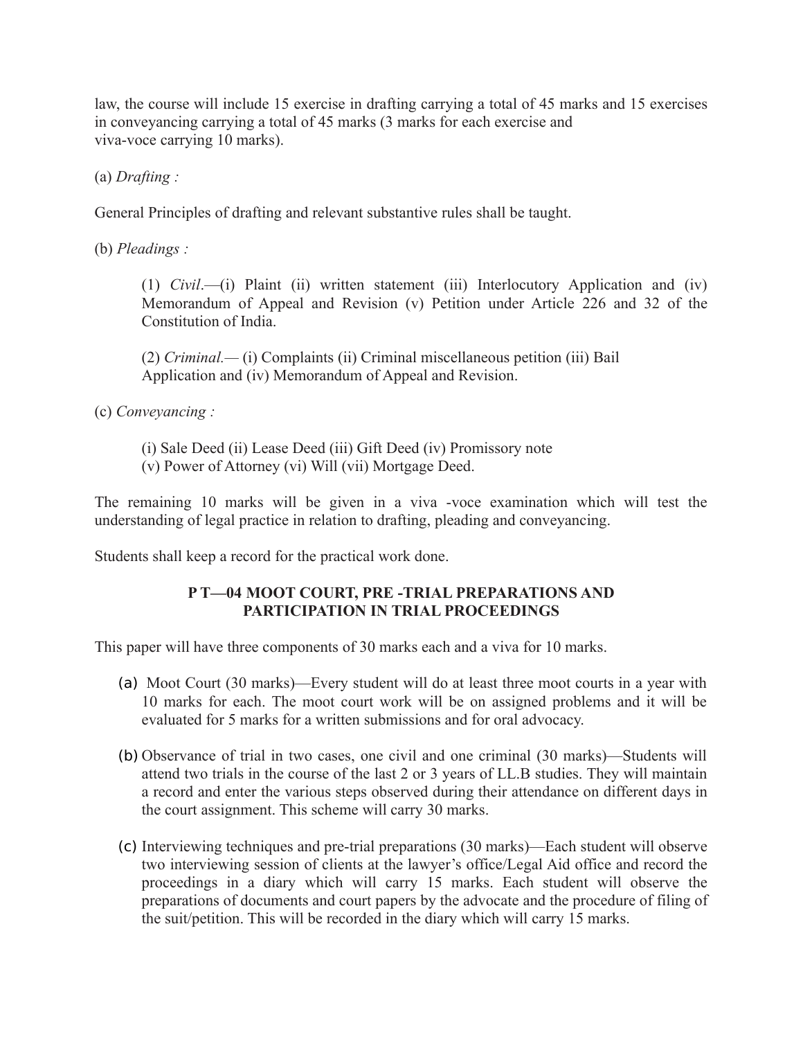law, the course will include 15 exercise in drafting carrying a total of 45 marks and 15 exercises in conveyancing carrying a total of 45 marks (3 marks for each exercise and viva-voce carrying 10 marks).

(a) *Drafting :*

General Principles of drafting and relevant substantive rules shall be taught.

(b) *Pleadings :*

> (1) *Civil*.—(i) Plaint (ii) written statement (iii) Interlocutory Application and (iv) Memorandum of Appeal and Revision (v) Petition under Article 226 and 32 of the Constitution of India.
>
> (2) *Criminal.*— (i) Complaints (ii) Criminal miscellaneous petition (iii) Bail Application and (iv) Memorandum of Appeal and Revision.

(c) *Conveyancing :*

> (i) Sale Deed (ii) Lease Deed (iii) Gift Deed (iv) Promissory note
> (v) Power of Attorney (vi) Will (vii) Mortgage Deed.

The remaining 10 marks will be given in a viva -voce examination which will test the understanding of legal practice in relation to drafting, pleading and conveyancing.

Students shall keep a record for the practical work done.

## P T—04 MOOT COURT, PRE -TRIAL PREPARATIONS AND PARTICIPATION IN TRIAL PROCEEDINGS

This paper will have three components of 30 marks each and a viva for 10 marks.

(a) Moot Court (30 marks)—Every student will do at least three moot courts in a year with 10 marks for each. The moot court work will be on assigned problems and it will be evaluated for 5 marks for a written submissions and for oral advocacy.

(b) Observance of trial in two cases, one civil and one criminal (30 marks)—Students will attend two trials in the course of the last 2 or 3 years of LL.B studies. They will maintain a record and enter the various steps observed during their attendance on different days in the court assignment. This scheme will carry 30 marks.

(c) Interviewing techniques and pre-trial preparations (30 marks)—Each student will observe two interviewing session of clients at the lawyer's office/Legal Aid office and record the proceedings in a diary which will carry 15 marks. Each student will observe the preparations of documents and court papers by the advocate and the procedure of filing of the suit/petition. This will be recorded in the diary which will carry 15 marks.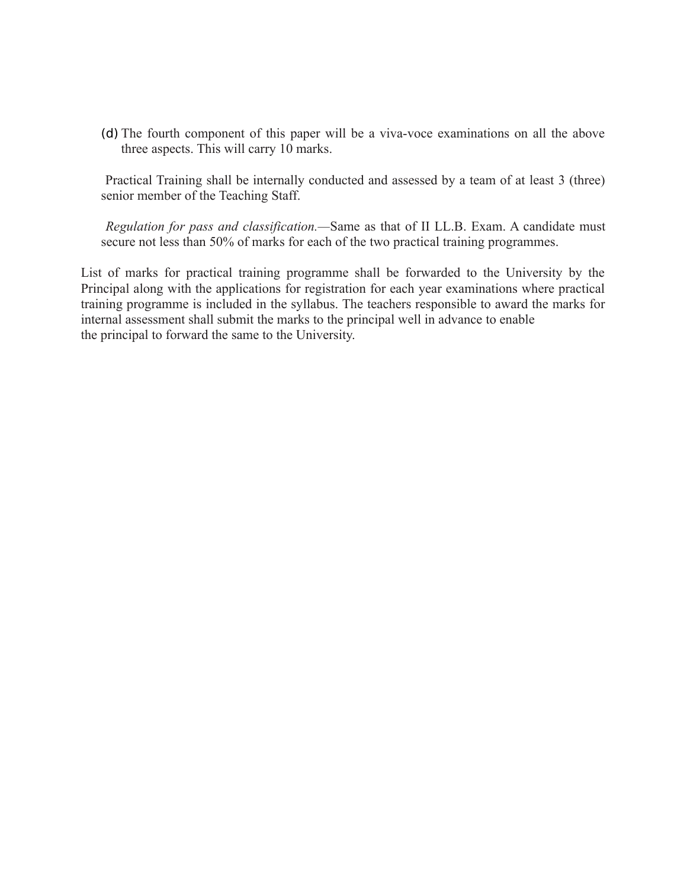(d) The fourth component of this paper will be a viva-voce examinations on all the above three aspects. This will carry 10 marks.

Practical Training shall be internally conducted and assessed by a team of at least 3 (three) senior member of the Teaching Staff.

*Regulation for pass and classification.*—Same as that of II LL.B. Exam. A candidate must secure not less than 50% of marks for each of the two practical training programmes.

List of marks for practical training programme shall be forwarded to the University by the Principal along with the applications for registration for each year examinations where practical training programme is included in the syllabus. The teachers responsible to award the marks for internal assessment shall submit the marks to the principal well in advance to enable the principal to forward the same to the University.